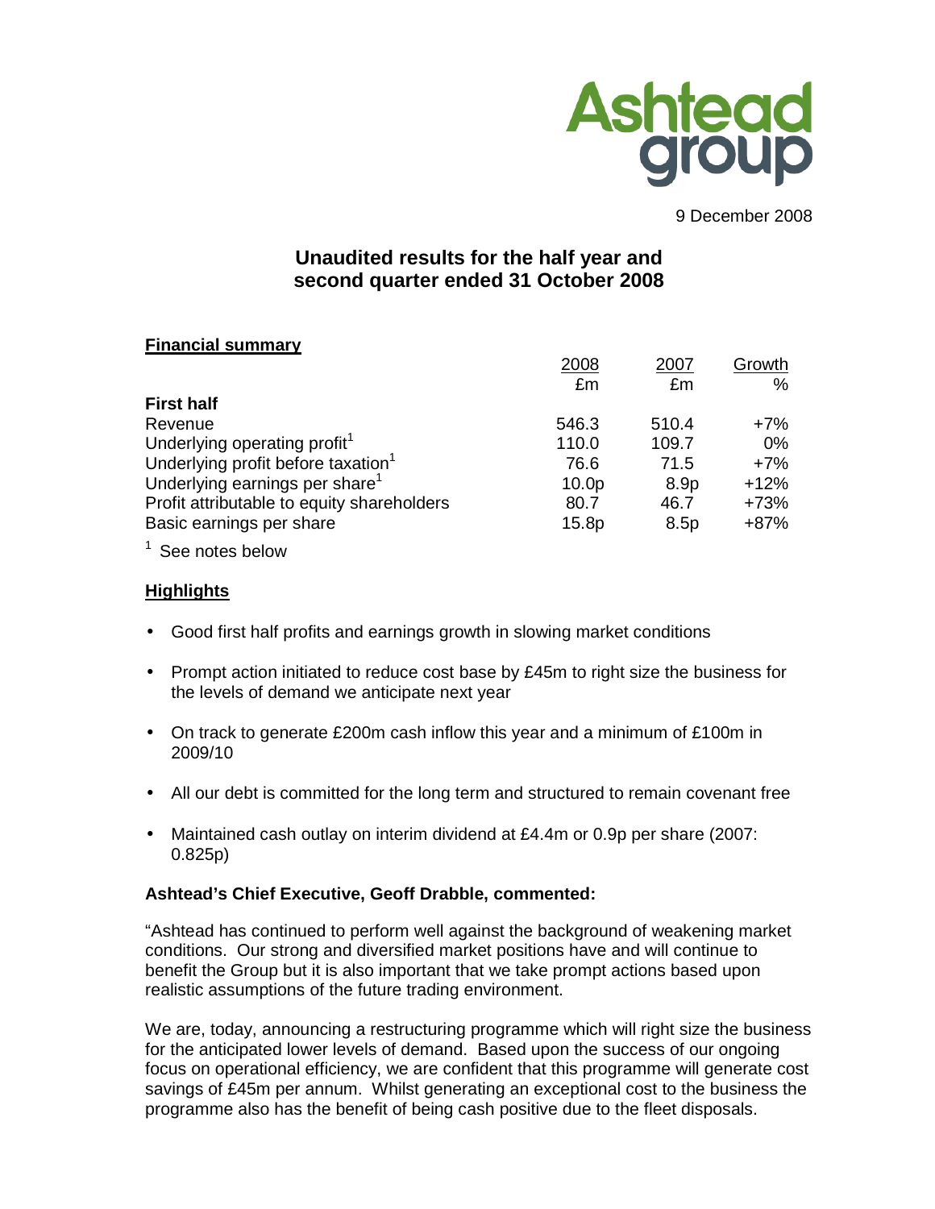Ashtead group

9 December 2008

# Unaudited results for the half year and second quarter ended 31 October 2008

## Financial summary

| | 2008 | 2007 | Growth |
|---|---|---|---|
| | £m | £m | % |
| **First half** | | | |
| Revenue | 546.3 | 510.4 | +7% |
| Underlying operating profit[1] | 110.0 | 109.7 | 0% |
| Underlying profit before taxation[1] | 76.6 | 71.5 | +7% |
| Underlying earnings per share[1] | 10.0p | 8.9p | +12% |
| Profit attributable to equity shareholders | 80.7 | 46.7 | +73% |
| Basic earnings per share | 15.8p | 8.5p | +87% |

[1] See notes below

## Highlights

- Good first half profits and earnings growth in slowing market conditions
- Prompt action initiated to reduce cost base by £45m to right size the business for the levels of demand we anticipate next year
- On track to generate £200m cash inflow this year and a minimum of £100m in 2009/10
- All our debt is committed for the long term and structured to remain covenant free
- Maintained cash outlay on interim dividend at £4.4m or 0.9p per share (2007: 0.825p)

**Ashtead's Chief Executive, Geoff Drabble, commented:**

"Ashtead has continued to perform well against the background of weakening market conditions. Our strong and diversified market positions have and will continue to benefit the Group but it is also important that we take prompt actions based upon realistic assumptions of the future trading environment.

We are, today, announcing a restructuring programme which will right size the business for the anticipated lower levels of demand. Based upon the success of our ongoing focus on operational efficiency, we are confident that this programme will generate cost savings of £45m per annum. Whilst generating an exceptional cost to the business the programme also has the benefit of being cash positive due to the fleet disposals.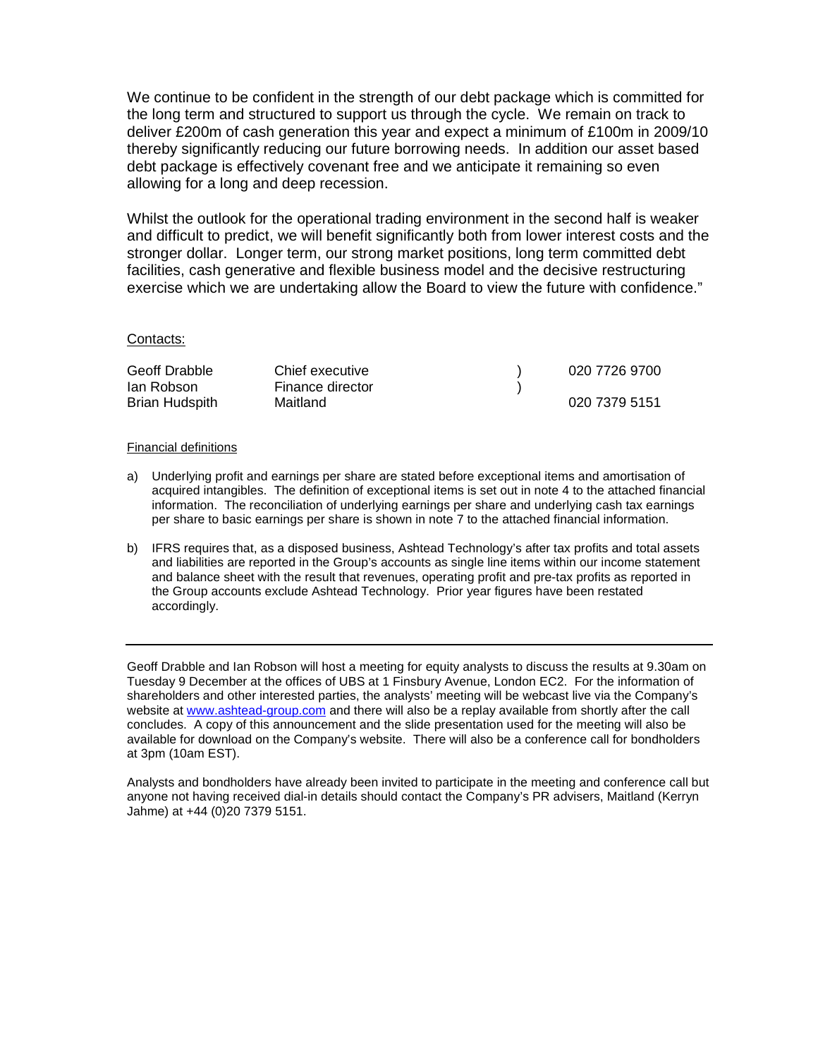We continue to be confident in the strength of our debt package which is committed for the long term and structured to support us through the cycle. We remain on track to deliver £200m of cash generation this year and expect a minimum of £100m in 2009/10 thereby significantly reducing our future borrowing needs. In addition our asset based debt package is effectively covenant free and we anticipate it remaining so even allowing for a long and deep recession.

Whilst the outlook for the operational trading environment in the second half is weaker and difficult to predict, we will benefit significantly both from lower interest costs and the stronger dollar. Longer term, our strong market positions, long term committed debt facilities, cash generative and flexible business model and the decisive restructuring exercise which we are undertaking allow the Board to view the future with confidence."

Contacts:

| | | | |
|---|---|---|---|
| Geoff Drabble | Chief executive | ) | 020 7726 9700 |
| Ian Robson | Finance director | ) | |
| Brian Hudspith | Maitland | | 020 7379 5151 |

Financial definitions

a) Underlying profit and earnings per share are stated before exceptional items and amortisation of acquired intangibles. The definition of exceptional items is set out in note 4 to the attached financial information. The reconciliation of underlying earnings per share and underlying cash tax earnings per share to basic earnings per share is shown in note 7 to the attached financial information.

b) IFRS requires that, as a disposed business, Ashtead Technology's after tax profits and total assets and liabilities are reported in the Group's accounts as single line items within our income statement and balance sheet with the result that revenues, operating profit and pre-tax profits as reported in the Group accounts exclude Ashtead Technology. Prior year figures have been restated accordingly.

---

Geoff Drabble and Ian Robson will host a meeting for equity analysts to discuss the results at 9.30am on Tuesday 9 December at the offices of UBS at 1 Finsbury Avenue, London EC2. For the information of shareholders and other interested parties, the analysts' meeting will be webcast live via the Company's website at www.ashtead-group.com and there will also be a replay available from shortly after the call concludes. A copy of this announcement and the slide presentation used for the meeting will also be available for download on the Company's website. There will also be a conference call for bondholders at 3pm (10am EST).

Analysts and bondholders have already been invited to participate in the meeting and conference call but anyone not having received dial-in details should contact the Company's PR advisers, Maitland (Kerryn Jahme) at +44 (0)20 7379 5151.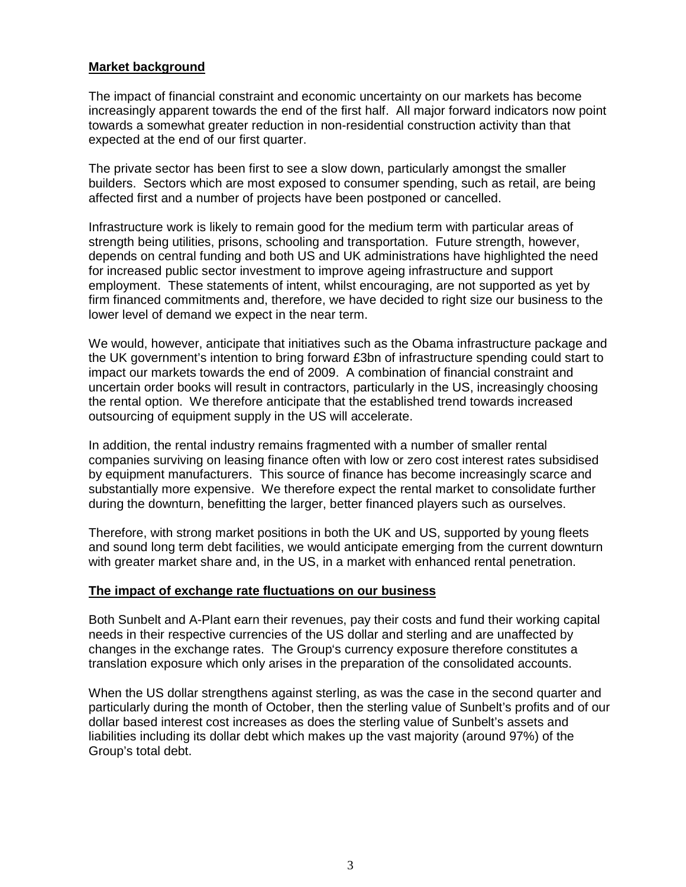## Market background

The impact of financial constraint and economic uncertainty on our markets has become increasingly apparent towards the end of the first half. All major forward indicators now point towards a somewhat greater reduction in non-residential construction activity than that expected at the end of our first quarter.

The private sector has been first to see a slow down, particularly amongst the smaller builders. Sectors which are most exposed to consumer spending, such as retail, are being affected first and a number of projects have been postponed or cancelled.

Infrastructure work is likely to remain good for the medium term with particular areas of strength being utilities, prisons, schooling and transportation. Future strength, however, depends on central funding and both US and UK administrations have highlighted the need for increased public sector investment to improve ageing infrastructure and support employment. These statements of intent, whilst encouraging, are not supported as yet by firm financed commitments and, therefore, we have decided to right size our business to the lower level of demand we expect in the near term.

We would, however, anticipate that initiatives such as the Obama infrastructure package and the UK government's intention to bring forward £3bn of infrastructure spending could start to impact our markets towards the end of 2009. A combination of financial constraint and uncertain order books will result in contractors, particularly in the US, increasingly choosing the rental option. We therefore anticipate that the established trend towards increased outsourcing of equipment supply in the US will accelerate.

In addition, the rental industry remains fragmented with a number of smaller rental companies surviving on leasing finance often with low or zero cost interest rates subsidised by equipment manufacturers. This source of finance has become increasingly scarce and substantially more expensive. We therefore expect the rental market to consolidate further during the downturn, benefitting the larger, better financed players such as ourselves.

Therefore, with strong market positions in both the UK and US, supported by young fleets and sound long term debt facilities, we would anticipate emerging from the current downturn with greater market share and, in the US, in a market with enhanced rental penetration.

## The impact of exchange rate fluctuations on our business

Both Sunbelt and A-Plant earn their revenues, pay their costs and fund their working capital needs in their respective currencies of the US dollar and sterling and are unaffected by changes in the exchange rates. The Group's currency exposure therefore constitutes a translation exposure which only arises in the preparation of the consolidated accounts.

When the US dollar strengthens against sterling, as was the case in the second quarter and particularly during the month of October, then the sterling value of Sunbelt's profits and of our dollar based interest cost increases as does the sterling value of Sunbelt's assets and liabilities including its dollar debt which makes up the vast majority (around 97%) of the Group's total debt.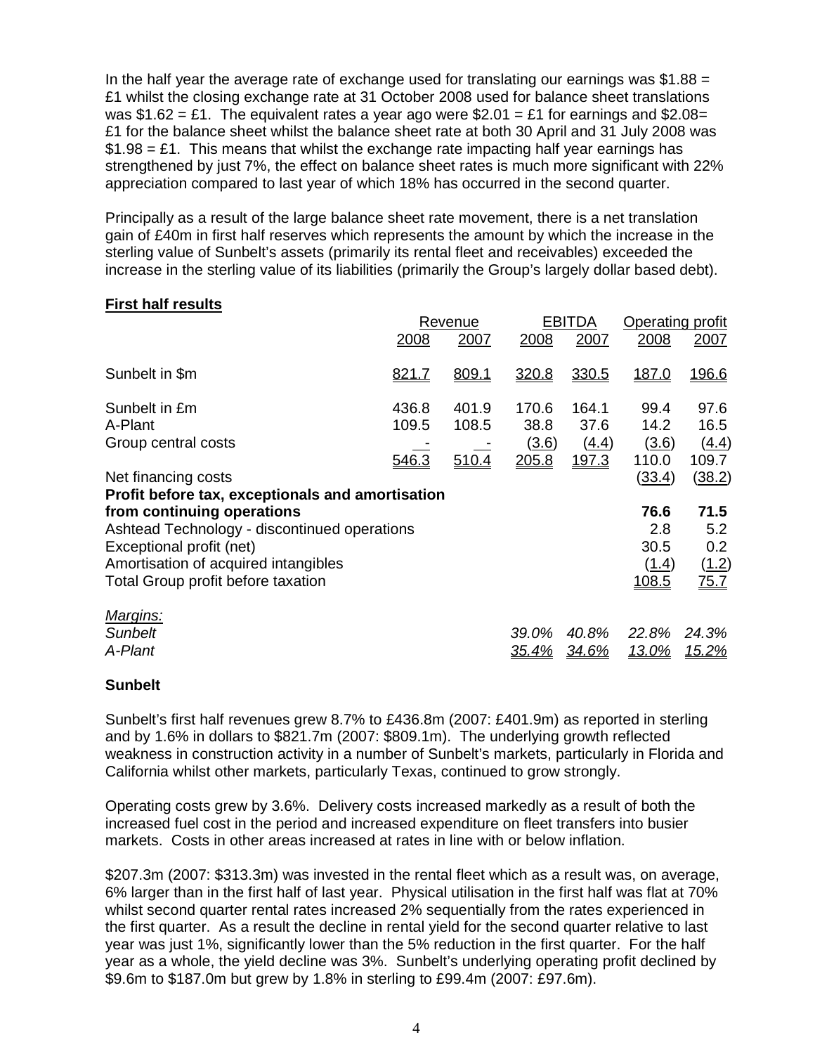In the half year the average rate of exchange used for translating our earnings was $1.88 = £1 whilst the closing exchange rate at 31 October 2008 used for balance sheet translations was $1.62 = £1. The equivalent rates a year ago were $2.01 = £1 for earnings and $2.08= £1 for the balance sheet whilst the balance sheet rate at both 30 April and 31 July 2008 was $1.98 = £1. This means that whilst the exchange rate impacting half year earnings has strengthened by just 7%, the effect on balance sheet rates is much more significant with 22% appreciation compared to last year of which 18% has occurred in the second quarter.

Principally as a result of the large balance sheet rate movement, there is a net translation gain of £40m in first half reserves which represents the amount by which the increase in the sterling value of Sunbelt's assets (primarily its rental fleet and receivables) exceeded the increase in the sterling value of its liabilities (primarily the Group's largely dollar based debt).

**First half results**

| | Revenue | | EBITDA | | Operating profit | |
|---|---|---|---|---|---|---|
| | 2008 | 2007 | 2008 | 2007 | 2008 | 2007 |
| Sunbelt in $m | 821.7 | 809.1 | 320.8 | 330.5 | 187.0 | 196.6 |
| Sunbelt in £m | 436.8 | 401.9 | 170.6 | 164.1 | 99.4 | 97.6 |
| A-Plant | 109.5 | 108.5 | 38.8 | 37.6 | 14.2 | 16.5 |
| Group central costs | - | - | (3.6) | (4.4) | (3.6) | (4.4) |
| | 546.3 | 510.4 | 205.8 | 197.3 | 110.0 | 109.7 |
| Net financing costs | | | | | (33.4) | (38.2) |
| **Profit before tax, exceptionals and amortisation from continuing operations** | | | | | **76.6** | **71.5** |
| Ashtead Technology - discontinued operations | | | | | 2.8 | 5.2 |
| Exceptional profit (net) | | | | | 30.5 | 0.2 |
| Amortisation of acquired intangibles | | | | | (1.4) | (1.2) |
| Total Group profit before taxation | | | | | 108.5 | 75.7 |
| *Margins:* | | | | | | |
| *Sunbelt* | | | *39.0%* | *40.8%* | *22.8%* | *24.3%* |
| *A-Plant* | | | *35.4%* | *34.6%* | *13.0%* | *15.2%* |

**Sunbelt**

Sunbelt's first half revenues grew 8.7% to £436.8m (2007: £401.9m) as reported in sterling and by 1.6% in dollars to $821.7m (2007: $809.1m). The underlying growth reflected weakness in construction activity in a number of Sunbelt's markets, particularly in Florida and California whilst other markets, particularly Texas, continued to grow strongly.

Operating costs grew by 3.6%. Delivery costs increased markedly as a result of both the increased fuel cost in the period and increased expenditure on fleet transfers into busier markets. Costs in other areas increased at rates in line with or below inflation.

$207.3m (2007: $313.3m) was invested in the rental fleet which as a result was, on average, 6% larger than in the first half of last year. Physical utilisation in the first half was flat at 70% whilst second quarter rental rates increased 2% sequentially from the rates experienced in the first quarter. As a result the decline in rental yield for the second quarter relative to last year was just 1%, significantly lower than the 5% reduction in the first quarter. For the half year as a whole, the yield decline was 3%. Sunbelt's underlying operating profit declined by $9.6m to $187.0m but grew by 1.8% in sterling to £99.4m (2007: £97.6m).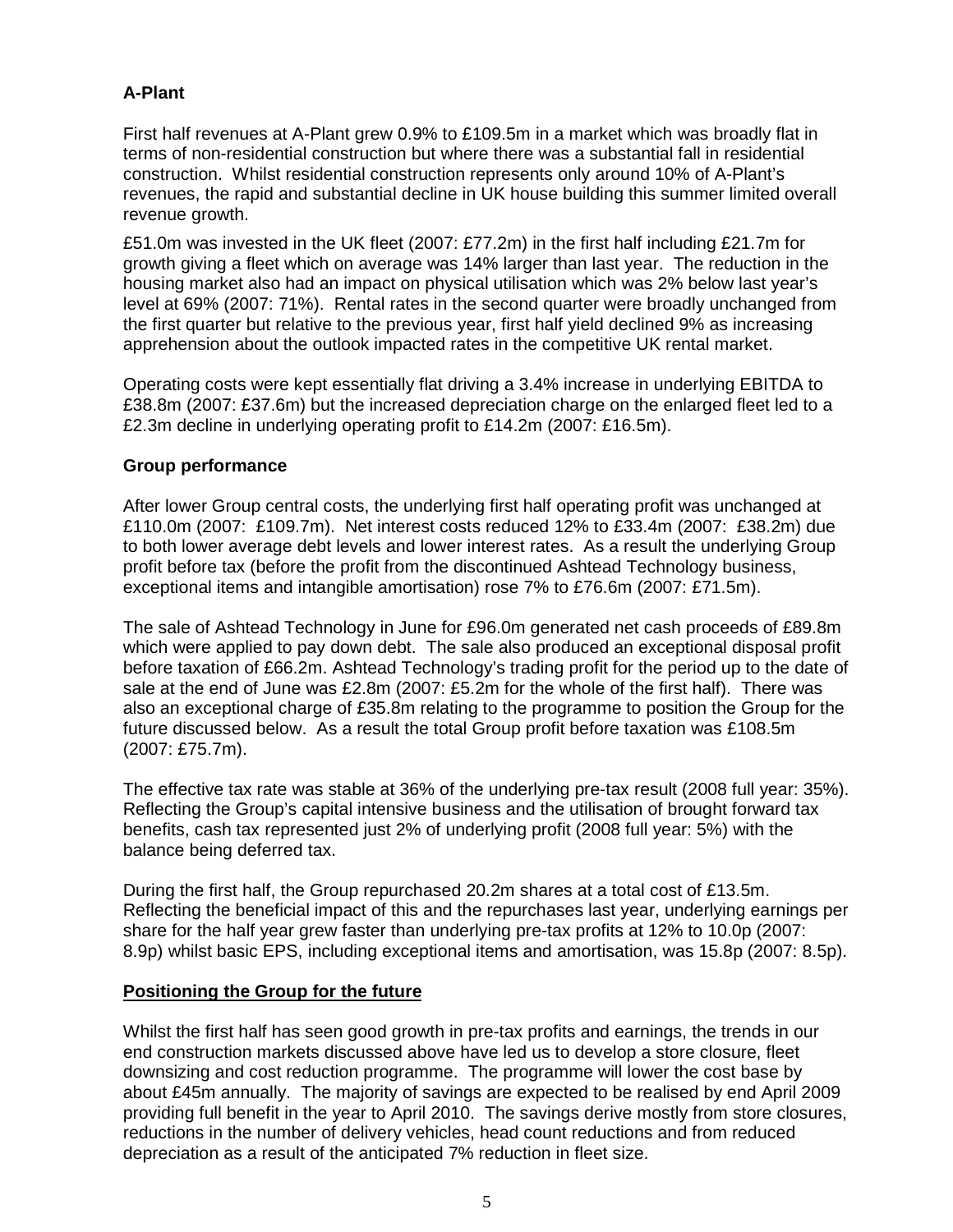### A-Plant

First half revenues at A-Plant grew 0.9% to £109.5m in a market which was broadly flat in terms of non-residential construction but where there was a substantial fall in residential construction. Whilst residential construction represents only around 10% of A-Plant's revenues, the rapid and substantial decline in UK house building this summer limited overall revenue growth.

£51.0m was invested in the UK fleet (2007: £77.2m) in the first half including £21.7m for growth giving a fleet which on average was 14% larger than last year. The reduction in the housing market also had an impact on physical utilisation which was 2% below last year's level at 69% (2007: 71%). Rental rates in the second quarter were broadly unchanged from the first quarter but relative to the previous year, first half yield declined 9% as increasing apprehension about the outlook impacted rates in the competitive UK rental market.

Operating costs were kept essentially flat driving a 3.4% increase in underlying EBITDA to £38.8m (2007: £37.6m) but the increased depreciation charge on the enlarged fleet led to a £2.3m decline in underlying operating profit to £14.2m (2007: £16.5m).

### Group performance

After lower Group central costs, the underlying first half operating profit was unchanged at £110.0m (2007: £109.7m). Net interest costs reduced 12% to £33.4m (2007: £38.2m) due to both lower average debt levels and lower interest rates. As a result the underlying Group profit before tax (before the profit from the discontinued Ashtead Technology business, exceptional items and intangible amortisation) rose 7% to £76.6m (2007: £71.5m).

The sale of Ashtead Technology in June for £96.0m generated net cash proceeds of £89.8m which were applied to pay down debt. The sale also produced an exceptional disposal profit before taxation of £66.2m. Ashtead Technology's trading profit for the period up to the date of sale at the end of June was £2.8m (2007: £5.2m for the whole of the first half). There was also an exceptional charge of £35.8m relating to the programme to position the Group for the future discussed below. As a result the total Group profit before taxation was £108.5m (2007: £75.7m).

The effective tax rate was stable at 36% of the underlying pre-tax result (2008 full year: 35%). Reflecting the Group's capital intensive business and the utilisation of brought forward tax benefits, cash tax represented just 2% of underlying profit (2008 full year: 5%) with the balance being deferred tax.

During the first half, the Group repurchased 20.2m shares at a total cost of £13.5m. Reflecting the beneficial impact of this and the repurchases last year, underlying earnings per share for the half year grew faster than underlying pre-tax profits at 12% to 10.0p (2007: 8.9p) whilst basic EPS, including exceptional items and amortisation, was 15.8p (2007: 8.5p).

### Positioning the Group for the future

Whilst the first half has seen good growth in pre-tax profits and earnings, the trends in our end construction markets discussed above have led us to develop a store closure, fleet downsizing and cost reduction programme. The programme will lower the cost base by about £45m annually. The majority of savings are expected to be realised by end April 2009 providing full benefit in the year to April 2010. The savings derive mostly from store closures, reductions in the number of delivery vehicles, head count reductions and from reduced depreciation as a result of the anticipated 7% reduction in fleet size.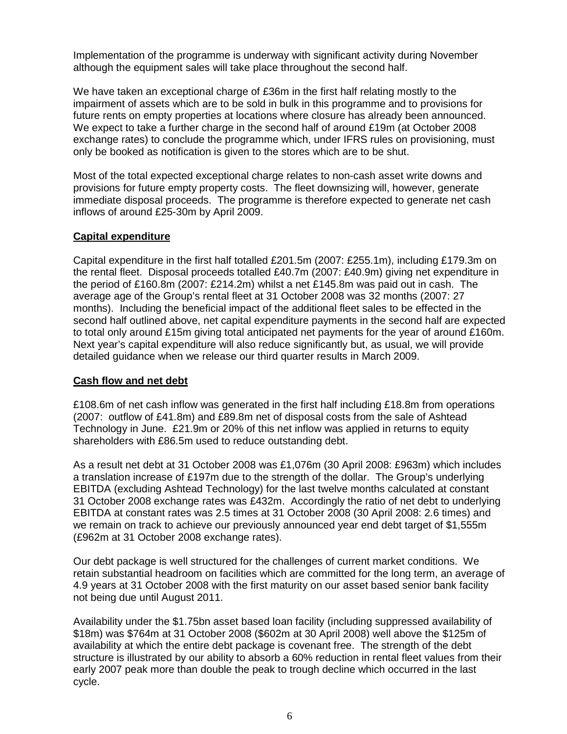Implementation of the programme is underway with significant activity during November although the equipment sales will take place throughout the second half.

We have taken an exceptional charge of £36m in the first half relating mostly to the impairment of assets which are to be sold in bulk in this programme and to provisions for future rents on empty properties at locations where closure has already been announced. We expect to take a further charge in the second half of around £19m (at October 2008 exchange rates) to conclude the programme which, under IFRS rules on provisioning, must only be booked as notification is given to the stores which are to be shut.

Most of the total expected exceptional charge relates to non-cash asset write downs and provisions for future empty property costs. The fleet downsizing will, however, generate immediate disposal proceeds. The programme is therefore expected to generate net cash inflows of around £25-30m by April 2009.

**Capital expenditure**

Capital expenditure in the first half totalled £201.5m (2007: £255.1m), including £179.3m on the rental fleet. Disposal proceeds totalled £40.7m (2007: £40.9m) giving net expenditure in the period of £160.8m (2007: £214.2m) whilst a net £145.8m was paid out in cash. The average age of the Group's rental fleet at 31 October 2008 was 32 months (2007: 27 months). Including the beneficial impact of the additional fleet sales to be effected in the second half outlined above, net capital expenditure payments in the second half are expected to total only around £15m giving total anticipated net payments for the year of around £160m. Next year's capital expenditure will also reduce significantly but, as usual, we will provide detailed guidance when we release our third quarter results in March 2009.

**Cash flow and net debt**

£108.6m of net cash inflow was generated in the first half including £18.8m from operations (2007: outflow of £41.8m) and £89.8m net of disposal costs from the sale of Ashtead Technology in June. £21.9m or 20% of this net inflow was applied in returns to equity shareholders with £86.5m used to reduce outstanding debt.

As a result net debt at 31 October 2008 was £1,076m (30 April 2008: £963m) which includes a translation increase of £197m due to the strength of the dollar. The Group's underlying EBITDA (excluding Ashtead Technology) for the last twelve months calculated at constant 31 October 2008 exchange rates was £432m. Accordingly the ratio of net debt to underlying EBITDA at constant rates was 2.5 times at 31 October 2008 (30 April 2008: 2.6 times) and we remain on track to achieve our previously announced year end debt target of $1,555m (£962m at 31 October 2008 exchange rates).

Our debt package is well structured for the challenges of current market conditions. We retain substantial headroom on facilities which are committed for the long term, an average of 4.9 years at 31 October 2008 with the first maturity on our asset based senior bank facility not being due until August 2011.

Availability under the $1.75bn asset based loan facility (including suppressed availability of $18m) was $764m at 31 October 2008 ($602m at 30 April 2008) well above the $125m of availability at which the entire debt package is covenant free. The strength of the debt structure is illustrated by our ability to absorb a 60% reduction in rental fleet values from their early 2007 peak more than double the peak to trough decline which occurred in the last cycle.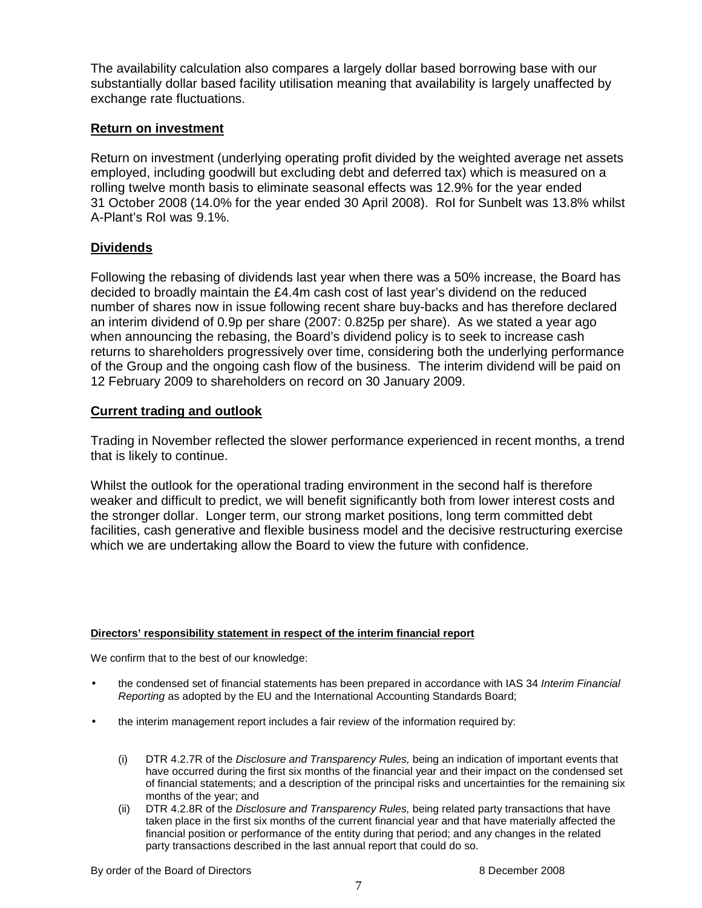The availability calculation also compares a largely dollar based borrowing base with our substantially dollar based facility utilisation meaning that availability is largely unaffected by exchange rate fluctuations.

## Return on investment

Return on investment (underlying operating profit divided by the weighted average net assets employed, including goodwill but excluding debt and deferred tax) which is measured on a rolling twelve month basis to eliminate seasonal effects was 12.9% for the year ended 31 October 2008 (14.0% for the year ended 30 April 2008). RoI for Sunbelt was 13.8% whilst A-Plant's RoI was 9.1%.

## Dividends

Following the rebasing of dividends last year when there was a 50% increase, the Board has decided to broadly maintain the £4.4m cash cost of last year's dividend on the reduced number of shares now in issue following recent share buy-backs and has therefore declared an interim dividend of 0.9p per share (2007: 0.825p per share). As we stated a year ago when announcing the rebasing, the Board's dividend policy is to seek to increase cash returns to shareholders progressively over time, considering both the underlying performance of the Group and the ongoing cash flow of the business. The interim dividend will be paid on 12 February 2009 to shareholders on record on 30 January 2009.

## Current trading and outlook

Trading in November reflected the slower performance experienced in recent months, a trend that is likely to continue.

Whilst the outlook for the operational trading environment in the second half is therefore weaker and difficult to predict, we will benefit significantly both from lower interest costs and the stronger dollar. Longer term, our strong market positions, long term committed debt facilities, cash generative and flexible business model and the decisive restructuring exercise which we are undertaking allow the Board to view the future with confidence.

### Directors' responsibility statement in respect of the interim financial report

We confirm that to the best of our knowledge:

- the condensed set of financial statements has been prepared in accordance with IAS 34 *Interim Financial Reporting* as adopted by the EU and the International Accounting Standards Board;
- the interim management report includes a fair review of the information required by:
  - (i) DTR 4.2.7R of the *Disclosure and Transparency Rules,* being an indication of important events that have occurred during the first six months of the financial year and their impact on the condensed set of financial statements; and a description of the principal risks and uncertainties for the remaining six months of the year; and
  - (ii) DTR 4.2.8R of the *Disclosure and Transparency Rules,* being related party transactions that have taken place in the first six months of the current financial year and that have materially affected the financial position or performance of the entity during that period; and any changes in the related party transactions described in the last annual report that could do so.

By order of the Board of Directors 8 December 2008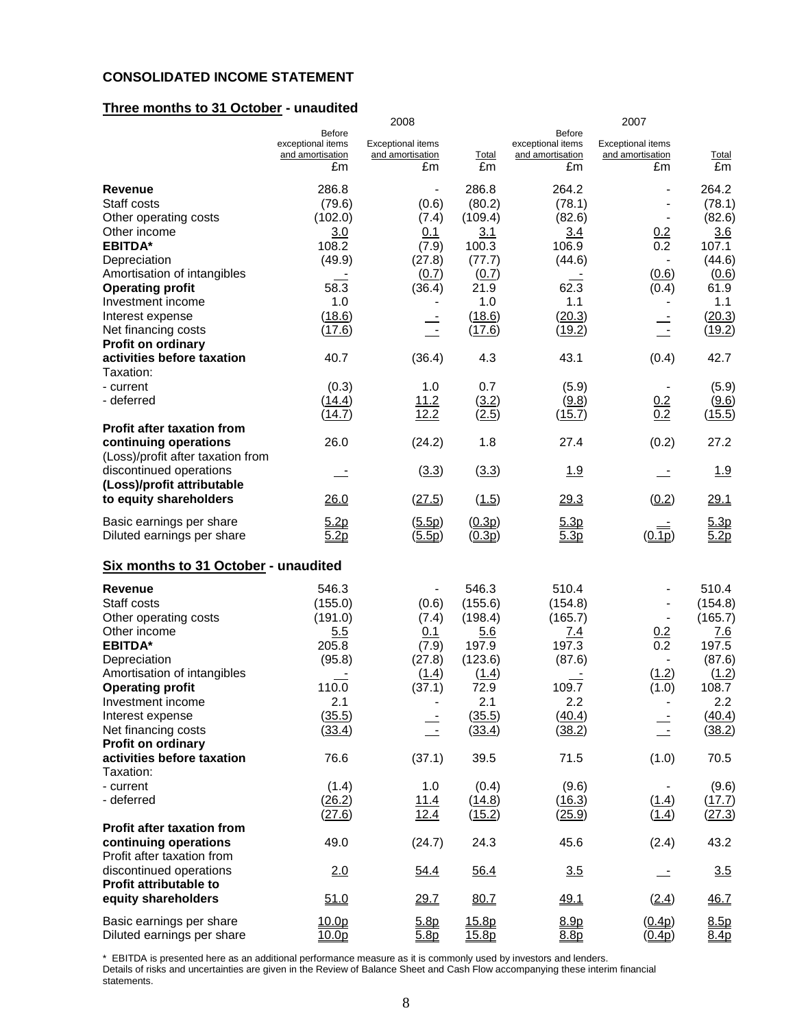## CONSOLIDATED INCOME STATEMENT

### Three months to 31 October - unaudited

| | 2008 | | | 2007 | | |
|---|---|---|---|---|---|---|
| | Before exceptional items and amortisation £m | Exceptional items and amortisation £m | Total £m | Before exceptional items and amortisation £m | Exceptional items and amortisation £m | Total £m |
| **Revenue** | 286.8 | - | 286.8 | 264.2 | - | 264.2 |
| Staff costs | (79.6) | (0.6) | (80.2) | (78.1) | - | (78.1) |
| Other operating costs | (102.0) | (7.4) | (109.4) | (82.6) | - | (82.6) |
| Other income | 3.0 | 0.1 | 3.1 | 3.4 | 0.2 | 3.6 |
| **EBITDA*** | 108.2 | (7.9) | 100.3 | 106.9 | 0.2 | 107.1 |
| Depreciation | (49.9) | (27.8) | (77.7) | (44.6) | - | (44.6) |
| Amortisation of intangibles | - | (0.7) | (0.7) | - | (0.6) | (0.6) |
| **Operating profit** | 58.3 | (36.4) | 21.9 | 62.3 | (0.4) | 61.9 |
| Investment income | 1.0 | - | 1.0 | 1.1 | - | 1.1 |
| Interest expense | (18.6) | - | (18.6) | (20.3) | - | (20.3) |
| Net financing costs | (17.6) | - | (17.6) | (19.2) | - | (19.2) |
| **Profit on ordinary activities before taxation** | 40.7 | (36.4) | 4.3 | 43.1 | (0.4) | 42.7 |
| Taxation: | | | | | | |
| - current | (0.3) | 1.0 | 0.7 | (5.9) | - | (5.9) |
| - deferred | (14.4) | 11.2 | (3.2) | (9.8) | 0.2 | (9.6) |
| | (14.7) | 12.2 | (2.5) | (15.7) | 0.2 | (15.5) |
| **Profit after taxation from continuing operations** | 26.0 | (24.2) | 1.8 | 27.4 | (0.2) | 27.2 |
| (Loss)/profit after taxation from discontinued operations | - | (3.3) | (3.3) | 1.9 | - | 1.9 |
| **(Loss)/profit attributable to equity shareholders** | 26.0 | (27.5) | (1.5) | 29.3 | (0.2) | 29.1 |
| Basic earnings per share | 5.2p | (5.5p) | (0.3p) | 5.3p | - | 5.3p |
| Diluted earnings per share | 5.2p | (5.5p) | (0.3p) | 5.3p | (0.1p) | 5.2p |

### Six months to 31 October - unaudited

| | 2008 | | | 2007 | | |
|---|---|---|---|---|---|---|
| | Before exceptional items and amortisation £m | Exceptional items and amortisation £m | Total £m | Before exceptional items and amortisation £m | Exceptional items and amortisation £m | Total £m |
| **Revenue** | 546.3 | - | 546.3 | 510.4 | - | 510.4 |
| Staff costs | (155.0) | (0.6) | (155.6) | (154.8) | - | (154.8) |
| Other operating costs | (191.0) | (7.4) | (198.4) | (165.7) | - | (165.7) |
| Other income | 5.5 | 0.1 | 5.6 | 7.4 | 0.2 | 7.6 |
| **EBITDA*** | 205.8 | (7.9) | 197.9 | 197.3 | 0.2 | 197.5 |
| Depreciation | (95.8) | (27.8) | (123.6) | (87.6) | - | (87.6) |
| Amortisation of intangibles | - | (1.4) | (1.4) | - | (1.2) | (1.2) |
| **Operating profit** | 110.0 | (37.1) | 72.9 | 109.7 | (1.0) | 108.7 |
| Investment income | 2.1 | - | 2.1 | 2.2 | - | 2.2 |
| Interest expense | (35.5) | - | (35.5) | (40.4) | - | (40.4) |
| Net financing costs | (33.4) | - | (33.4) | (38.2) | - | (38.2) |
| **Profit on ordinary activities before taxation** | 76.6 | (37.1) | 39.5 | 71.5 | (1.0) | 70.5 |
| Taxation: | | | | | | |
| - current | (1.4) | 1.0 | (0.4) | (9.6) | - | (9.6) |
| - deferred | (26.2) | 11.4 | (14.8) | (16.3) | (1.4) | (17.7) |
| | (27.6) | 12.4 | (15.2) | (25.9) | (1.4) | (27.3) |
| **Profit after taxation from continuing operations** | 49.0 | (24.7) | 24.3 | 45.6 | (2.4) | 43.2 |
| Profit after taxation from discontinued operations | 2.0 | 54.4 | 56.4 | 3.5 | - | 3.5 |
| **Profit attributable to equity shareholders** | 51.0 | 29.7 | 80.7 | 49.1 | (2.4) | 46.7 |
| Basic earnings per share | 10.0p | 5.8p | 15.8p | 8.9p | (0.4p) | 8.5p |
| Diluted earnings per share | 10.0p | 5.8p | 15.8p | 8.8p | (0.4p) | 8.4p |

* EBITDA is presented here as an additional performance measure as it is commonly used by investors and lenders.
Details of risks and uncertainties are given in the Review of Balance Sheet and Cash Flow accompanying these interim financial statements.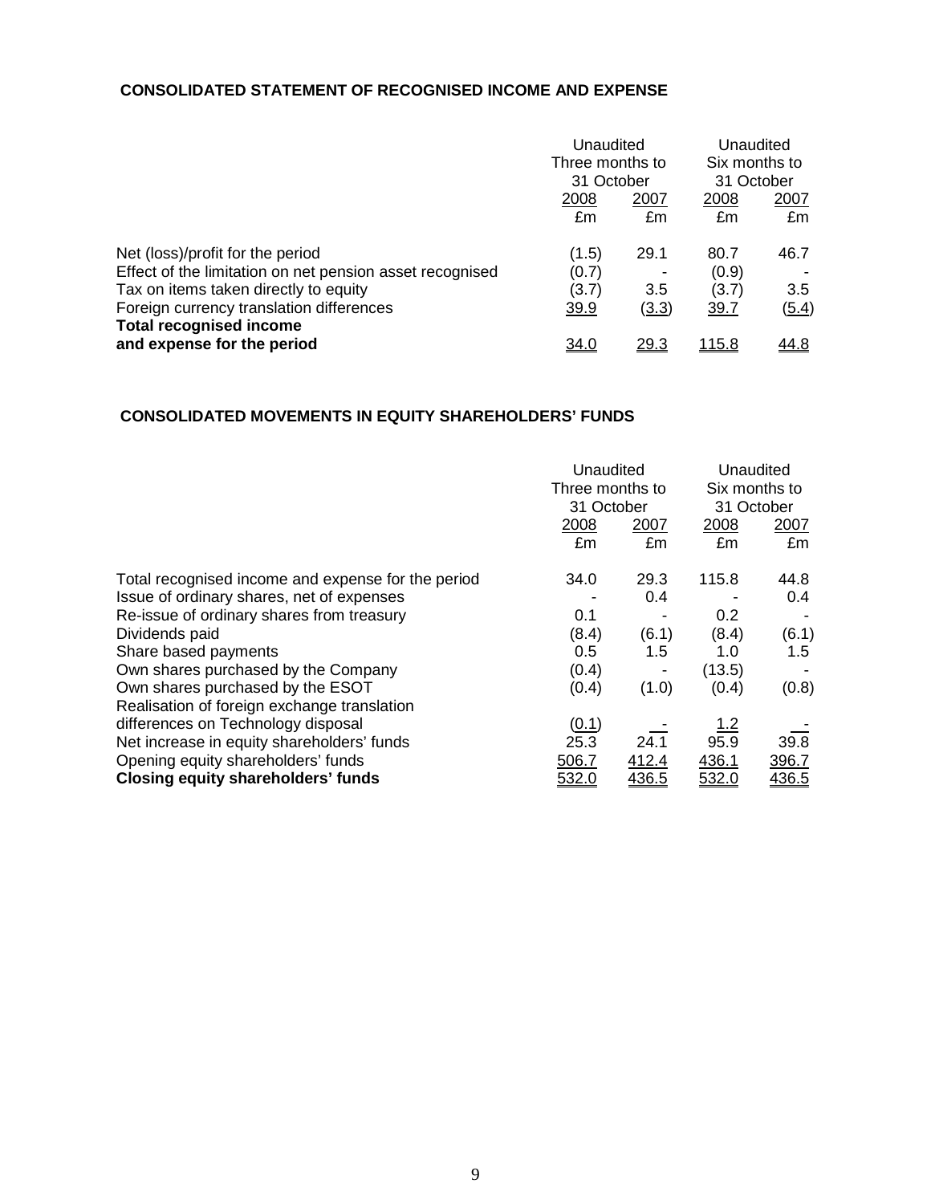## CONSOLIDATED STATEMENT OF RECOGNISED INCOME AND EXPENSE

| | Unaudited Three months to 31 October | | Unaudited Six months to 31 October | |
|---|---|---|---|---|
| | 2008 | 2007 | 2008 | 2007 |
| | £m | £m | £m | £m |
| Net (loss)/profit for the period | (1.5) | 29.1 | 80.7 | 46.7 |
| Effect of the limitation on net pension asset recognised | (0.7) | - | (0.9) | - |
| Tax on items taken directly to equity | (3.7) | 3.5 | (3.7) | 3.5 |
| Foreign currency translation differences | 39.9 | (3.3) | 39.7 | (5.4) |
| **Total recognised income and expense for the period** | 34.0 | 29.3 | 115.8 | 44.8 |

## CONSOLIDATED MOVEMENTS IN EQUITY SHAREHOLDERS' FUNDS

| | Unaudited Three months to 31 October | | Unaudited Six months to 31 October | |
|---|---|---|---|---|
| | 2008 | 2007 | 2008 | 2007 |
| | £m | £m | £m | £m |
| Total recognised income and expense for the period | 34.0 | 29.3 | 115.8 | 44.8 |
| Issue of ordinary shares, net of expenses | - | 0.4 | - | 0.4 |
| Re-issue of ordinary shares from treasury | 0.1 | - | 0.2 | - |
| Dividends paid | (8.4) | (6.1) | (8.4) | (6.1) |
| Share based payments | 0.5 | 1.5 | 1.0 | 1.5 |
| Own shares purchased by the Company | (0.4) | - | (13.5) | - |
| Own shares purchased by the ESOT | (0.4) | (1.0) | (0.4) | (0.8) |
| Realisation of foreign exchange translation differences on Technology disposal | (0.1) | - | 1.2 | - |
| Net increase in equity shareholders' funds | 25.3 | 24.1 | 95.9 | 39.8 |
| Opening equity shareholders' funds | 506.7 | 412.4 | 436.1 | 396.7 |
| **Closing equity shareholders' funds** | 532.0 | 436.5 | 532.0 | 436.5 |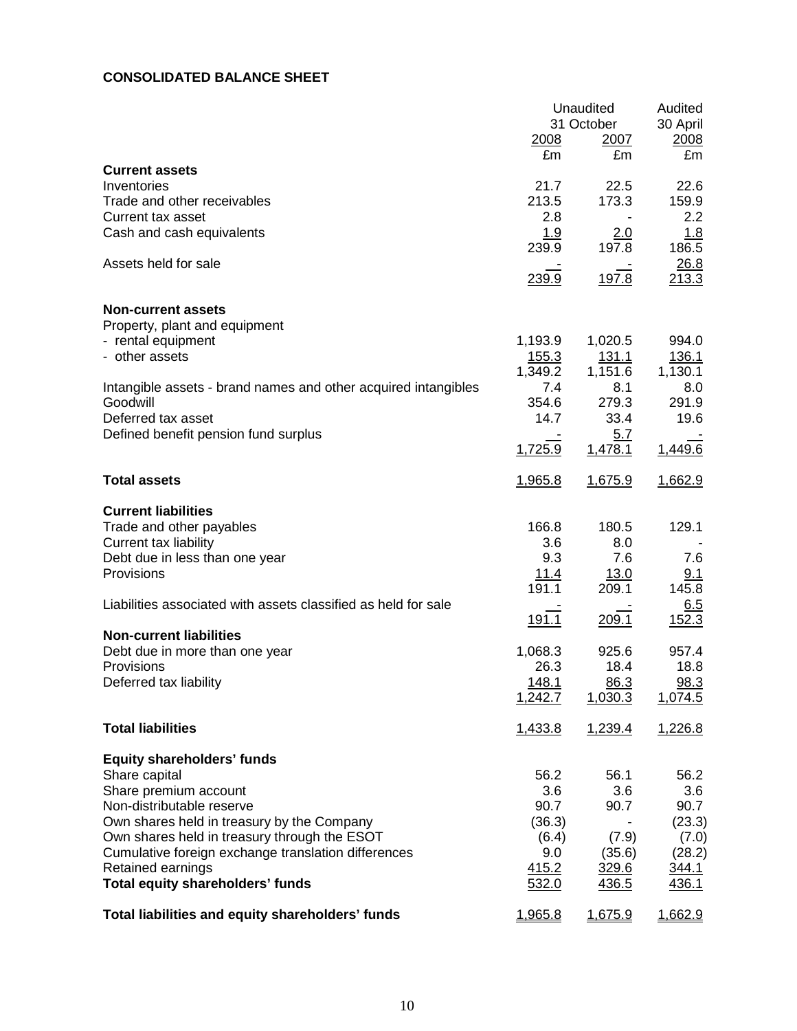**CONSOLIDATED BALANCE SHEET**

| | Unaudited 31 October 2008 | Unaudited 31 October 2007 | Audited 30 April 2008 |
|---|---|---|---|
| | £m | £m | £m |
| **Current assets** | | | |
| Inventories | 21.7 | 22.5 | 22.6 |
| Trade and other receivables | 213.5 | 173.3 | 159.9 |
| Current tax asset | 2.8 | - | 2.2 |
| Cash and cash equivalents | 1.9 | 2.0 | 1.8 |
| | 239.9 | 197.8 | 186.5 |
| Assets held for sale | - | - | 26.8 |
| | 239.9 | 197.8 | 213.3 |
| **Non-current assets** | | | |
| Property, plant and equipment | | | |
| - rental equipment | 1,193.9 | 1,020.5 | 994.0 |
| - other assets | 155.3 | 131.1 | 136.1 |
| | 1,349.2 | 1,151.6 | 1,130.1 |
| Intangible assets - brand names and other acquired intangibles | 7.4 | 8.1 | 8.0 |
| Goodwill | 354.6 | 279.3 | 291.9 |
| Deferred tax asset | 14.7 | 33.4 | 19.6 |
| Defined benefit pension fund surplus | - | 5.7 | - |
| | 1,725.9 | 1,478.1 | 1,449.6 |
| **Total assets** | 1,965.8 | 1,675.9 | 1,662.9 |
| **Current liabilities** | | | |
| Trade and other payables | 166.8 | 180.5 | 129.1 |
| Current tax liability | 3.6 | 8.0 | - |
| Debt due in less than one year | 9.3 | 7.6 | 7.6 |
| Provisions | 11.4 | 13.0 | 9.1 |
| | 191.1 | 209.1 | 145.8 |
| Liabilities associated with assets classified as held for sale | - | - | 6.5 |
| | 191.1 | 209.1 | 152.3 |
| **Non-current liabilities** | | | |
| Debt due in more than one year | 1,068.3 | 925.6 | 957.4 |
| Provisions | 26.3 | 18.4 | 18.8 |
| Deferred tax liability | 148.1 | 86.3 | 98.3 |
| | 1,242.7 | 1,030.3 | 1,074.5 |
| **Total liabilities** | 1,433.8 | 1,239.4 | 1,226.8 |
| **Equity shareholders' funds** | | | |
| Share capital | 56.2 | 56.1 | 56.2 |
| Share premium account | 3.6 | 3.6 | 3.6 |
| Non-distributable reserve | 90.7 | 90.7 | 90.7 |
| Own shares held in treasury by the Company | (36.3) | - | (23.3) |
| Own shares held in treasury through the ESOT | (6.4) | (7.9) | (7.0) |
| Cumulative foreign exchange translation differences | 9.0 | (35.6) | (28.2) |
| Retained earnings | 415.2 | 329.6 | 344.1 |
| **Total equity shareholders' funds** | 532.0 | 436.5 | 436.1 |
| **Total liabilities and equity shareholders' funds** | 1,965.8 | 1,675.9 | 1,662.9 |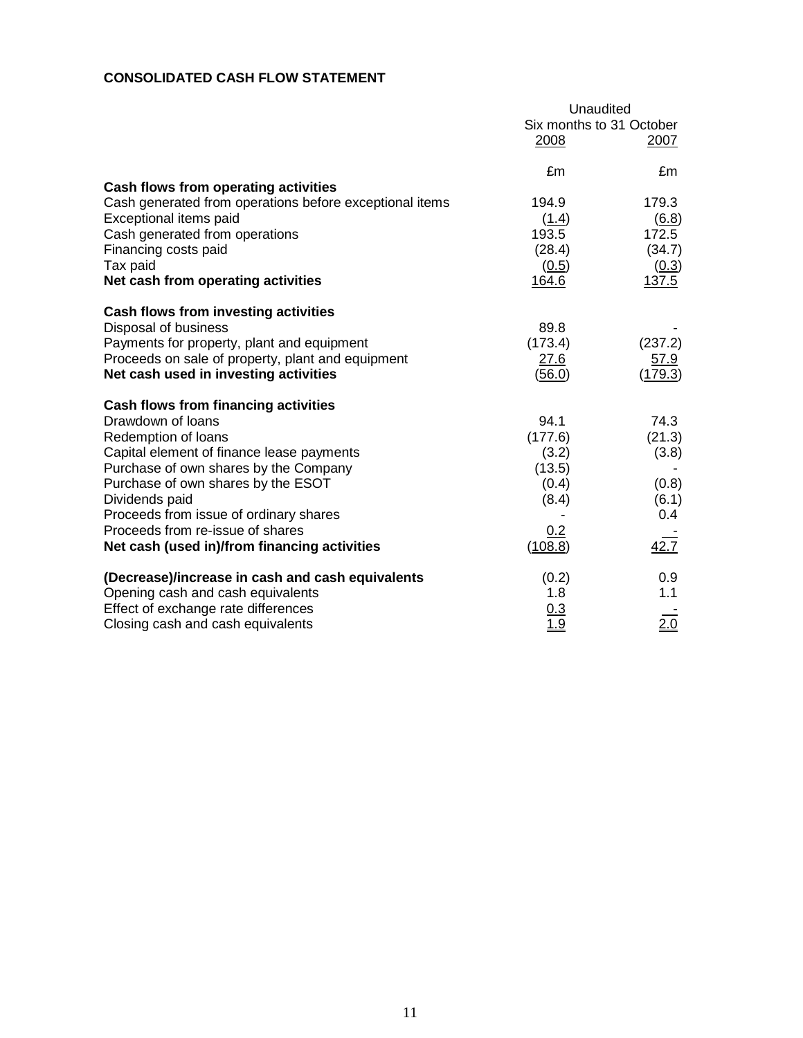**CONSOLIDATED CASH FLOW STATEMENT**

| | Unaudited | |
|---|---|---|
| | Six months to 31 October | |
| | 2008 | 2007 |
| | £m | £m |
| **Cash flows from operating activities** | | |
| Cash generated from operations before exceptional items | 194.9 | 179.3 |
| Exceptional items paid | (1.4) | (6.8) |
| Cash generated from operations | 193.5 | 172.5 |
| Financing costs paid | (28.4) | (34.7) |
| Tax paid | (0.5) | (0.3) |
| **Net cash from operating activities** | 164.6 | 137.5 |
| **Cash flows from investing activities** | | |
| Disposal of business | 89.8 | - |
| Payments for property, plant and equipment | (173.4) | (237.2) |
| Proceeds on sale of property, plant and equipment | 27.6 | 57.9 |
| **Net cash used in investing activities** | (56.0) | (179.3) |
| **Cash flows from financing activities** | | |
| Drawdown of loans | 94.1 | 74.3 |
| Redemption of loans | (177.6) | (21.3) |
| Capital element of finance lease payments | (3.2) | (3.8) |
| Purchase of own shares by the Company | (13.5) | - |
| Purchase of own shares by the ESOT | (0.4) | (0.8) |
| Dividends paid | (8.4) | (6.1) |
| Proceeds from issue of ordinary shares | - | 0.4 |
| Proceeds from re-issue of shares | 0.2 | - |
| **Net cash (used in)/from financing activities** | (108.8) | 42.7 |
| **(Decrease)/increase in cash and cash equivalents** | (0.2) | 0.9 |
| Opening cash and cash equivalents | 1.8 | 1.1 |
| Effect of exchange rate differences | 0.3 | - |
| Closing cash and cash equivalents | 1.9 | 2.0 |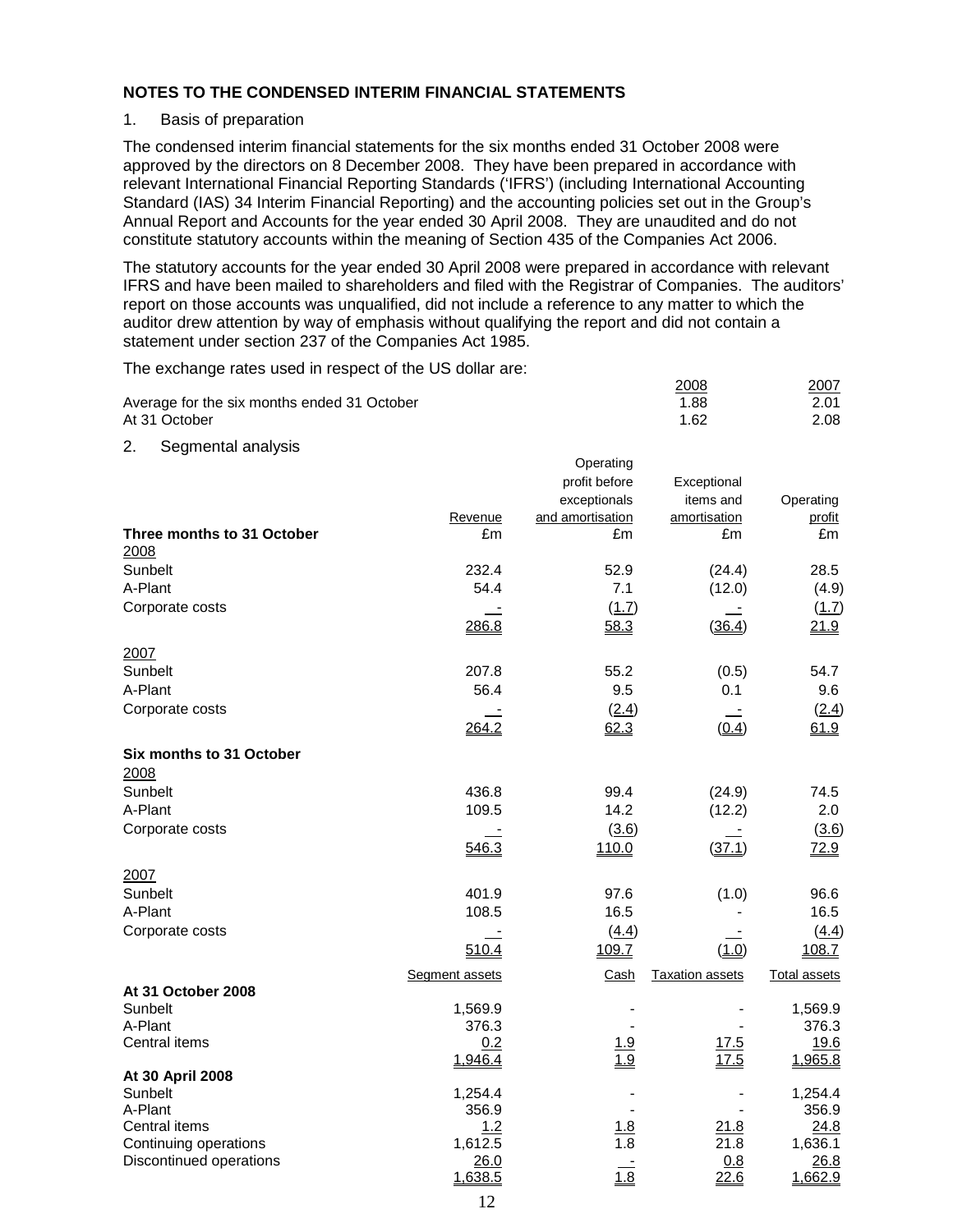## NOTES TO THE CONDENSED INTERIM FINANCIAL STATEMENTS

1. Basis of preparation

The condensed interim financial statements for the six months ended 31 October 2008 were approved by the directors on 8 December 2008. They have been prepared in accordance with relevant International Financial Reporting Standards ('IFRS') (including International Accounting Standard (IAS) 34 Interim Financial Reporting) and the accounting policies set out in the Group's Annual Report and Accounts for the year ended 30 April 2008. They are unaudited and do not constitute statutory accounts within the meaning of Section 435 of the Companies Act 2006.

The statutory accounts for the year ended 30 April 2008 were prepared in accordance with relevant IFRS and have been mailed to shareholders and filed with the Registrar of Companies. The auditors' report on those accounts was unqualified, did not include a reference to any matter to which the auditor drew attention by way of emphasis without qualifying the report and did not contain a statement under section 237 of the Companies Act 1985.

The exchange rates used in respect of the US dollar are:

| | 2008 | 2007 |
|---|---|---|
| Average for the six months ended 31 October | 1.88 | 2.01 |
| At 31 October | 1.62 | 2.08 |

2. Segmental analysis

| | Revenue | Operating profit before exceptionals and amortisation | Exceptional items and amortisation | Operating profit |
|---|---|---|---|---|
| **Three months to 31 October** | £m | £m | £m | £m |
| 2008 | | | | |
| Sunbelt | 232.4 | 52.9 | (24.4) | 28.5 |
| A-Plant | 54.4 | 7.1 | (12.0) | (4.9) |
| Corporate costs | - | (1.7) | - | (1.7) |
| | 286.8 | 58.3 | (36.4) | 21.9 |
| 2007 | | | | |
| Sunbelt | 207.8 | 55.2 | (0.5) | 54.7 |
| A-Plant | 56.4 | 9.5 | 0.1 | 9.6 |
| Corporate costs | - | (2.4) | - | (2.4) |
| | 264.2 | 62.3 | (0.4) | 61.9 |
| **Six months to 31 October** | | | | |
| 2008 | | | | |
| Sunbelt | 436.8 | 99.4 | (24.9) | 74.5 |
| A-Plant | 109.5 | 14.2 | (12.2) | 2.0 |
| Corporate costs | - | (3.6) | - | (3.6) |
| | 546.3 | 110.0 | (37.1) | 72.9 |
| 2007 | | | | |
| Sunbelt | 401.9 | 97.6 | (1.0) | 96.6 |
| A-Plant | 108.5 | 16.5 | - | 16.5 |
| Corporate costs | - | (4.4) | - | (4.4) |
| | 510.4 | 109.7 | (1.0) | 108.7 |

| | Segment assets | Cash | Taxation assets | Total assets |
|---|---|---|---|---|
| **At 31 October 2008** | | | | |
| Sunbelt | 1,569.9 | - | - | 1,569.9 |
| A-Plant | 376.3 | - | - | 376.3 |
| Central items | 0.2 | 1.9 | 17.5 | 19.6 |
| | 1,946.4 | 1.9 | 17.5 | 1,965.8 |
| **At 30 April 2008** | | | | |
| Sunbelt | 1,254.4 | - | - | 1,254.4 |
| A-Plant | 356.9 | - | - | 356.9 |
| Central items | 1.2 | 1.8 | 21.8 | 24.8 |
| Continuing operations | 1,612.5 | 1.8 | 21.8 | 1,636.1 |
| Discontinued operations | 26.0 | - | 0.8 | 26.8 |
| | 1,638.5 | 1.8 | 22.6 | 1,662.9 |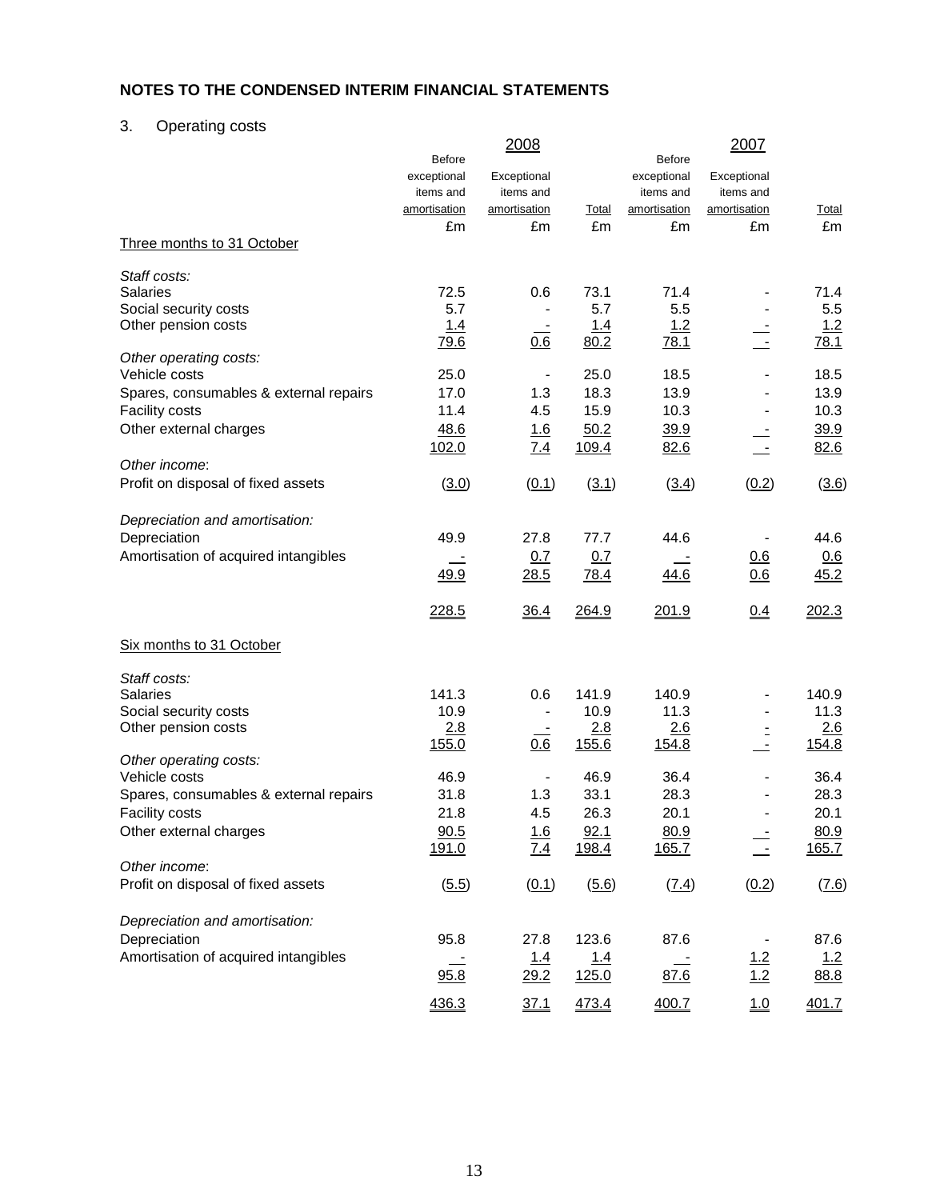## NOTES TO THE CONDENSED INTERIM FINANCIAL STATEMENTS

### 3. Operating costs

| | 2008 | | | 2007 | | |
|---|---|---|---|---|---|---|
| | Before exceptional items and amortisation | Exceptional items and amortisation | Total | Before exceptional items and amortisation | Exceptional items and amortisation | Total |
| | £m | £m | £m | £m | £m | £m |
| **Three months to 31 October** | | | | | | |
| *Staff costs:* | | | | | | |
| Salaries | 72.5 | 0.6 | 73.1 | 71.4 | - | 71.4 |
| Social security costs | 5.7 | - | 5.7 | 5.5 | - | 5.5 |
| Other pension costs | 1.4 | - | 1.4 | 1.2 | - | 1.2 |
| | 79.6 | 0.6 | 80.2 | 78.1 | - | 78.1 |
| *Other operating costs:* | | | | | | |
| Vehicle costs | 25.0 | - | 25.0 | 18.5 | - | 18.5 |
| Spares, consumables & external repairs | 17.0 | 1.3 | 18.3 | 13.9 | - | 13.9 |
| Facility costs | 11.4 | 4.5 | 15.9 | 10.3 | - | 10.3 |
| Other external charges | 48.6 | 1.6 | 50.2 | 39.9 | - | 39.9 |
| | 102.0 | 7.4 | 109.4 | 82.6 | - | 82.6 |
| *Other income:* | | | | | | |
| Profit on disposal of fixed assets | (3.0) | (0.1) | (3.1) | (3.4) | (0.2) | (3.6) |
| *Depreciation and amortisation:* | | | | | | |
| Depreciation | 49.9 | 27.8 | 77.7 | 44.6 | - | 44.6 |
| Amortisation of acquired intangibles | - | 0.7 | 0.7 | - | 0.6 | 0.6 |
| | 49.9 | 28.5 | 78.4 | 44.6 | 0.6 | 45.2 |
| | 228.5 | 36.4 | 264.9 | 201.9 | 0.4 | 202.3 |
| **Six months to 31 October** | | | | | | |
| *Staff costs:* | | | | | | |
| Salaries | 141.3 | 0.6 | 141.9 | 140.9 | - | 140.9 |
| Social security costs | 10.9 | - | 10.9 | 11.3 | - | 11.3 |
| Other pension costs | 2.8 | - | 2.8 | 2.6 | - | 2.6 |
| | 155.0 | 0.6 | 155.6 | 154.8 | - | 154.8 |
| *Other operating costs:* | | | | | | |
| Vehicle costs | 46.9 | - | 46.9 | 36.4 | - | 36.4 |
| Spares, consumables & external repairs | 31.8 | 1.3 | 33.1 | 28.3 | - | 28.3 |
| Facility costs | 21.8 | 4.5 | 26.3 | 20.1 | - | 20.1 |
| Other external charges | 90.5 | 1.6 | 92.1 | 80.9 | - | 80.9 |
| | 191.0 | 7.4 | 198.4 | 165.7 | - | 165.7 |
| *Other income:* | | | | | | |
| Profit on disposal of fixed assets | (5.5) | (0.1) | (5.6) | (7.4) | (0.2) | (7.6) |
| *Depreciation and amortisation:* | | | | | | |
| Depreciation | 95.8 | 27.8 | 123.6 | 87.6 | - | 87.6 |
| Amortisation of acquired intangibles | - | 1.4 | 1.4 | - | 1.2 | 1.2 |
| | 95.8 | 29.2 | 125.0 | 87.6 | 1.2 | 88.8 |
| | 436.3 | 37.1 | 473.4 | 400.7 | 1.0 | 401.7 |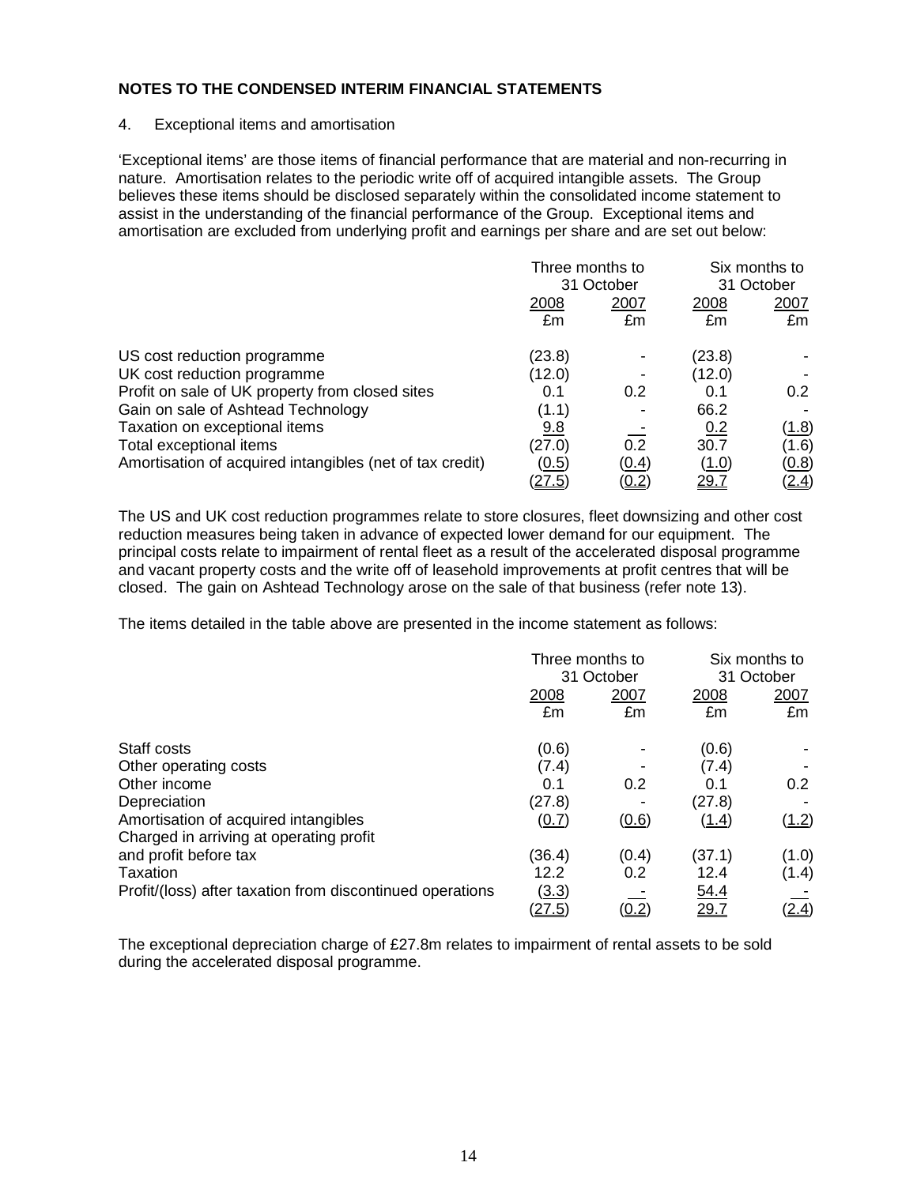## NOTES TO THE CONDENSED INTERIM FINANCIAL STATEMENTS

4. Exceptional items and amortisation

'Exceptional items' are those items of financial performance that are material and non-recurring in nature. Amortisation relates to the periodic write off of acquired intangible assets. The Group believes these items should be disclosed separately within the consolidated income statement to assist in the understanding of the financial performance of the Group. Exceptional items and amortisation are excluded from underlying profit and earnings per share and are set out below:

| | Three months to 31 October | | Six months to 31 October | |
|---|---|---|---|---|
| | 2008 | 2007 | 2008 | 2007 |
| | £m | £m | £m | £m |
| US cost reduction programme | (23.8) | - | (23.8) | - |
| UK cost reduction programme | (12.0) | - | (12.0) | - |
| Profit on sale of UK property from closed sites | 0.1 | 0.2 | 0.1 | 0.2 |
| Gain on sale of Ashtead Technology | (1.1) | - | 66.2 | - |
| Taxation on exceptional items | 9.8 | - | 0.2 | (1.8) |
| Total exceptional items | (27.0) | 0.2 | 30.7 | (1.6) |
| Amortisation of acquired intangibles (net of tax credit) | (0.5) | (0.4) | (1.0) | (0.8) |
| | (27.5) | (0.2) | 29.7 | (2.4) |

The US and UK cost reduction programmes relate to store closures, fleet downsizing and other cost reduction measures being taken in advance of expected lower demand for our equipment. The principal costs relate to impairment of rental fleet as a result of the accelerated disposal programme and vacant property costs and the write off of leasehold improvements at profit centres that will be closed. The gain on Ashtead Technology arose on the sale of that business (refer note 13).

The items detailed in the table above are presented in the income statement as follows:

| | Three months to 31 October | | Six months to 31 October | |
|---|---|---|---|---|
| | 2008 | 2007 | 2008 | 2007 |
| | £m | £m | £m | £m |
| Staff costs | (0.6) | - | (0.6) | - |
| Other operating costs | (7.4) | - | (7.4) | - |
| Other income | 0.1 | 0.2 | 0.1 | 0.2 |
| Depreciation | (27.8) | - | (27.8) | - |
| Amortisation of acquired intangibles | (0.7) | (0.6) | (1.4) | (1.2) |
| Charged in arriving at operating profit and profit before tax | (36.4) | (0.4) | (37.1) | (1.0) |
| Taxation | 12.2 | 0.2 | 12.4 | (1.4) |
| Profit/(loss) after taxation from discontinued operations | (3.3) | - | 54.4 | - |
| | (27.5) | (0.2) | 29.7 | (2.4) |

The exceptional depreciation charge of £27.8m relates to impairment of rental assets to be sold during the accelerated disposal programme.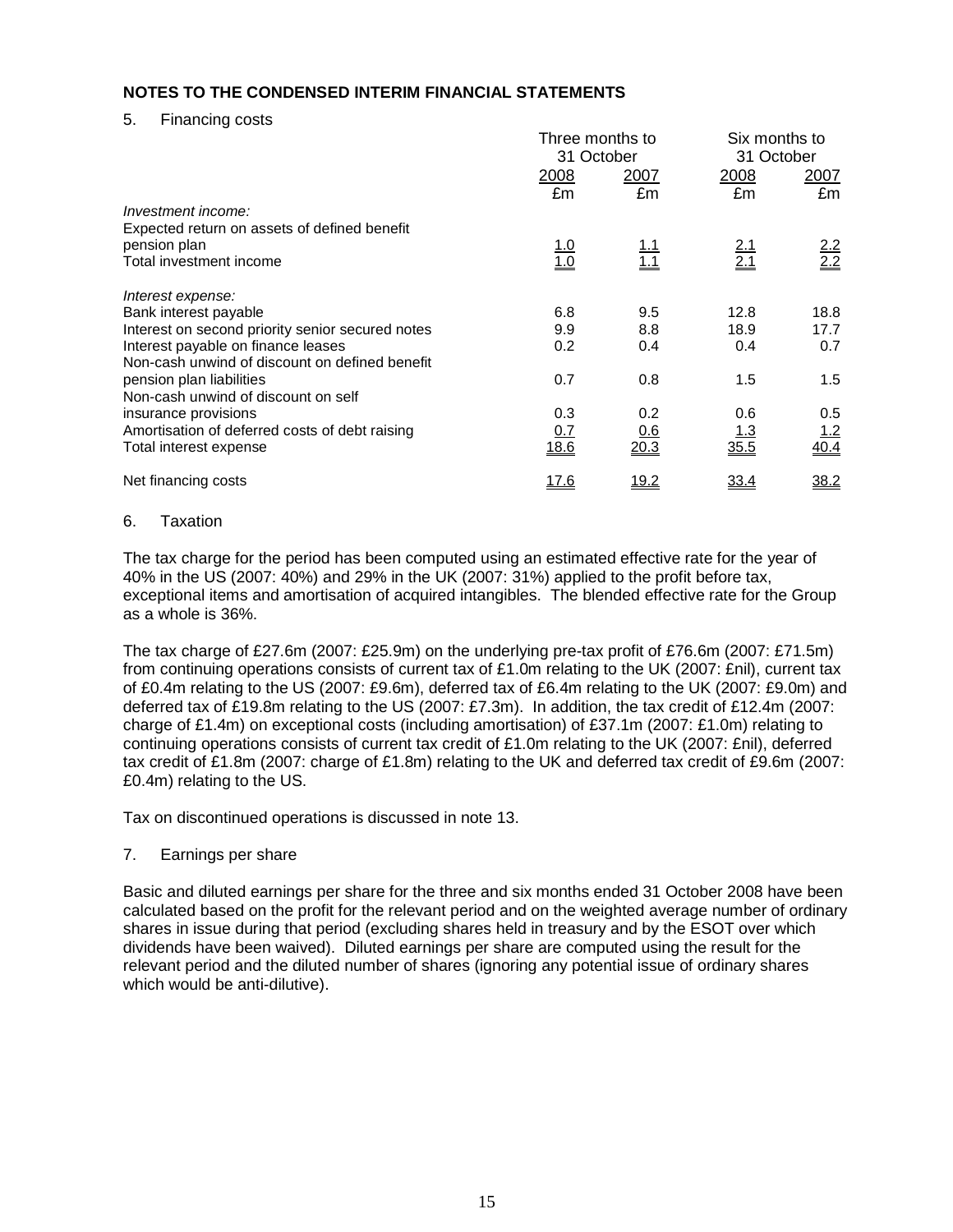## NOTES TO THE CONDENSED INTERIM FINANCIAL STATEMENTS

5. Financing costs

| | Three months to 31 October | | Six months to 31 October | |
|---|---|---|---|---|
| | 2008 | 2007 | 2008 | 2007 |
| | £m | £m | £m | £m |
| *Investment income:* | | | | |
| Expected return on assets of defined benefit pension plan | 1.0 | 1.1 | 2.1 | 2.2 |
| Total investment income | 1.0 | 1.1 | 2.1 | 2.2 |
| *Interest expense:* | | | | |
| Bank interest payable | 6.8 | 9.5 | 12.8 | 18.8 |
| Interest on second priority senior secured notes | 9.9 | 8.8 | 18.9 | 17.7 |
| Interest payable on finance leases | 0.2 | 0.4 | 0.4 | 0.7 |
| Non-cash unwind of discount on defined benefit pension plan liabilities | 0.7 | 0.8 | 1.5 | 1.5 |
| Non-cash unwind of discount on self insurance provisions | 0.3 | 0.2 | 0.6 | 0.5 |
| Amortisation of deferred costs of debt raising | 0.7 | 0.6 | 1.3 | 1.2 |
| Total interest expense | 18.6 | 20.3 | 35.5 | 40.4 |
| Net financing costs | 17.6 | 19.2 | 33.4 | 38.2 |

6. Taxation

The tax charge for the period has been computed using an estimated effective rate for the year of 40% in the US (2007: 40%) and 29% in the UK (2007: 31%) applied to the profit before tax, exceptional items and amortisation of acquired intangibles. The blended effective rate for the Group as a whole is 36%.

The tax charge of £27.6m (2007: £25.9m) on the underlying pre-tax profit of £76.6m (2007: £71.5m) from continuing operations consists of current tax of £1.0m relating to the UK (2007: £nil), current tax of £0.4m relating to the US (2007: £9.6m), deferred tax of £6.4m relating to the UK (2007: £9.0m) and deferred tax of £19.8m relating to the US (2007: £7.3m). In addition, the tax credit of £12.4m (2007: charge of £1.4m) on exceptional costs (including amortisation) of £37.1m (2007: £1.0m) relating to continuing operations consists of current tax credit of £1.0m relating to the UK (2007: £nil), deferred tax credit of £1.8m (2007: charge of £1.8m) relating to the UK and deferred tax credit of £9.6m (2007: £0.4m) relating to the US.

Tax on discontinued operations is discussed in note 13.

7. Earnings per share

Basic and diluted earnings per share for the three and six months ended 31 October 2008 have been calculated based on the profit for the relevant period and on the weighted average number of ordinary shares in issue during that period (excluding shares held in treasury and by the ESOT over which dividends have been waived). Diluted earnings per share are computed using the result for the relevant period and the diluted number of shares (ignoring any potential issue of ordinary shares which would be anti-dilutive).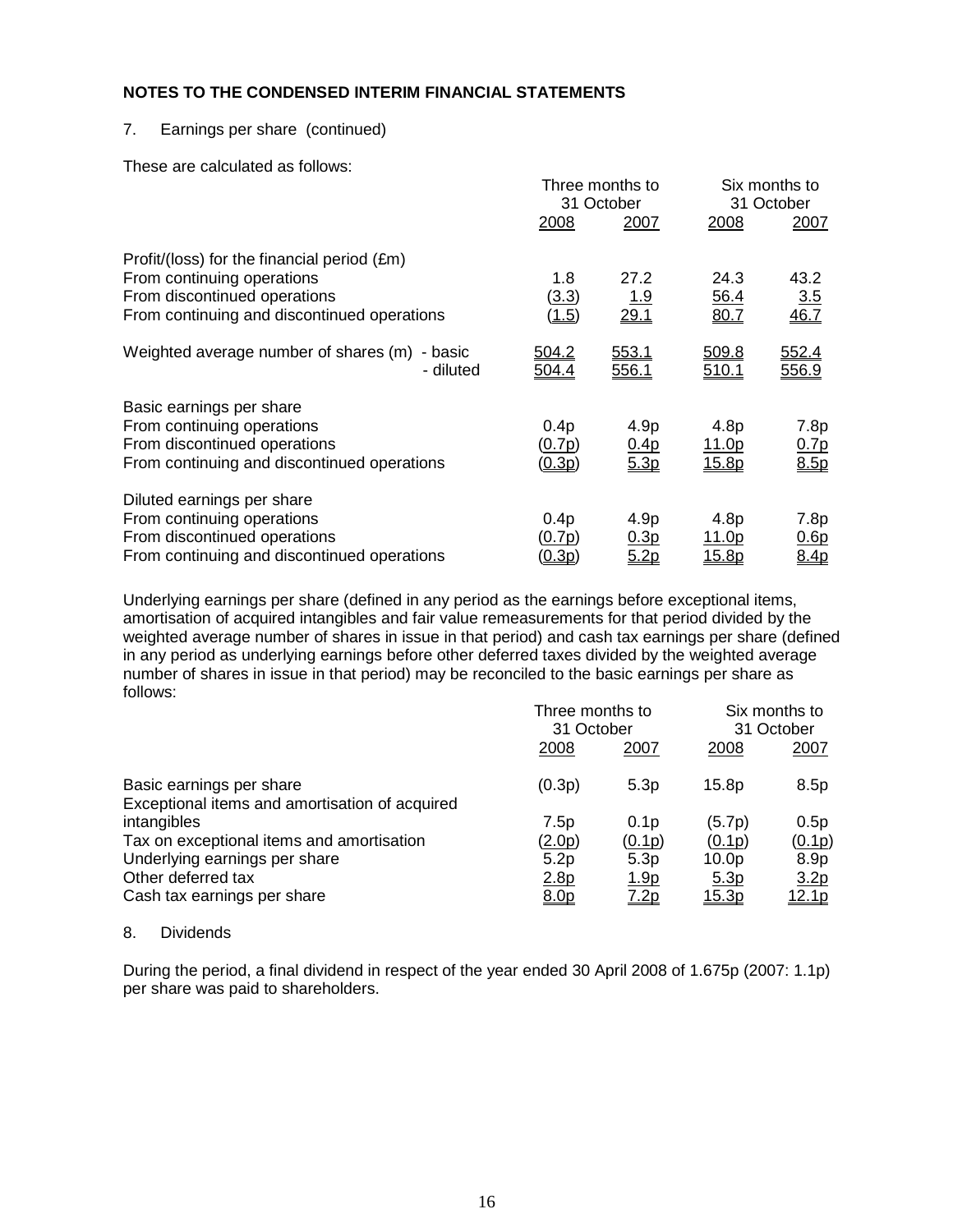## NOTES TO THE CONDENSED INTERIM FINANCIAL STATEMENTS

7. Earnings per share (continued)

These are calculated as follows:

| | Three months to 31 October | | Six months to 31 October | |
|---|---|---|---|---|
| | 2008 | 2007 | 2008 | 2007 |
| Profit/(loss) for the financial period (£m) | | | | |
| From continuing operations | 1.8 | 27.2 | 24.3 | 43.2 |
| From discontinued operations | (3.3) | 1.9 | 56.4 | 3.5 |
| From continuing and discontinued operations | (1.5) | 29.1 | 80.7 | 46.7 |
| Weighted average number of shares (m) - basic | 504.2 | 553.1 | 509.8 | 552.4 |
| - diluted | 504.4 | 556.1 | 510.1 | 556.9 |
| Basic earnings per share | | | | |
| From continuing operations | 0.4p | 4.9p | 4.8p | 7.8p |
| From discontinued operations | (0.7p) | 0.4p | 11.0p | 0.7p |
| From continuing and discontinued operations | (0.3p) | 5.3p | 15.8p | 8.5p |
| Diluted earnings per share | | | | |
| From continuing operations | 0.4p | 4.9p | 4.8p | 7.8p |
| From discontinued operations | (0.7p) | 0.3p | 11.0p | 0.6p |
| From continuing and discontinued operations | (0.3p) | 5.2p | 15.8p | 8.4p |

Underlying earnings per share (defined in any period as the earnings before exceptional items, amortisation of acquired intangibles and fair value remeasurements for that period divided by the weighted average number of shares in issue in that period) and cash tax earnings per share (defined in any period as underlying earnings before other deferred taxes divided by the weighted average number of shares in issue in that period) may be reconciled to the basic earnings per share as follows:

| | Three months to 31 October | | Six months to 31 October | |
|---|---|---|---|---|
| | 2008 | 2007 | 2008 | 2007 |
| Basic earnings per share | (0.3p) | 5.3p | 15.8p | 8.5p |
| Exceptional items and amortisation of acquired intangibles | 7.5p | 0.1p | (5.7p) | 0.5p |
| Tax on exceptional items and amortisation | (2.0p) | (0.1p) | (0.1p) | (0.1p) |
| Underlying earnings per share | 5.2p | 5.3p | 10.0p | 8.9p |
| Other deferred tax | 2.8p | 1.9p | 5.3p | 3.2p |
| Cash tax earnings per share | 8.0p | 7.2p | 15.3p | 12.1p |

8. Dividends

During the period, a final dividend in respect of the year ended 30 April 2008 of 1.675p (2007: 1.1p) per share was paid to shareholders.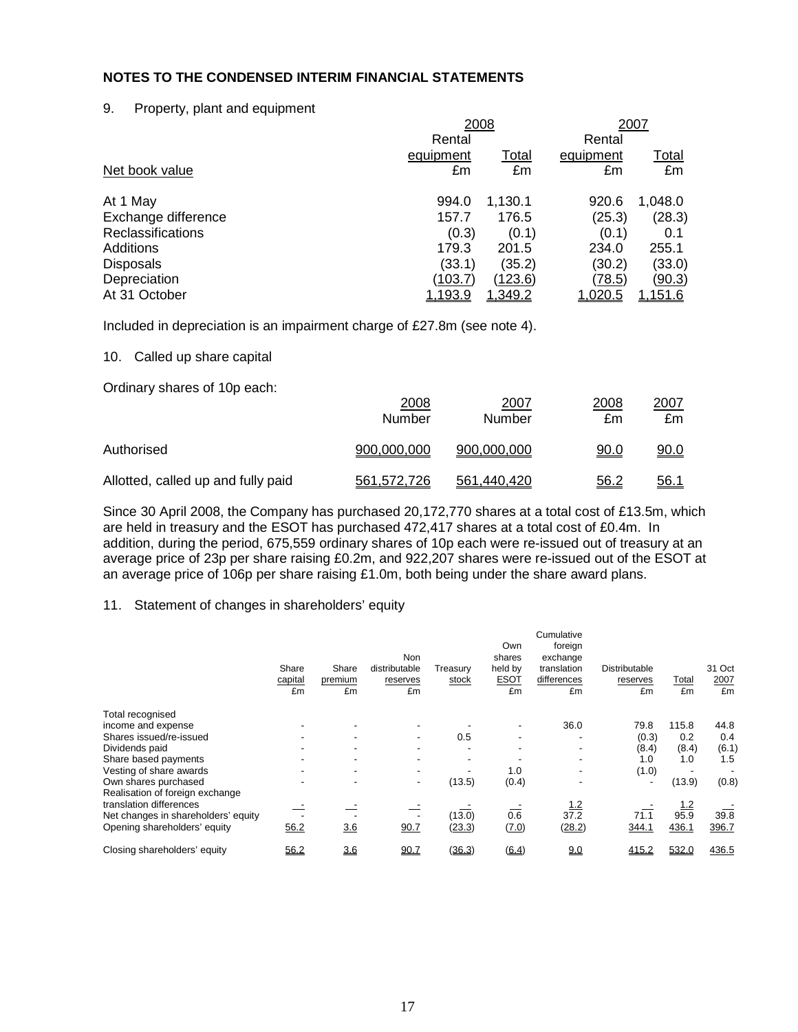## NOTES TO THE CONDENSED INTERIM FINANCIAL STATEMENTS

9. Property, plant and equipment

| | 2008 | | 2007 | |
|---|---|---|---|---|
| | Rental equipment | Total | Rental equipment | Total |
| Net book value | £m | £m | £m | £m |
| At 1 May | 994.0 | 1,130.1 | 920.6 | 1,048.0 |
| Exchange difference | 157.7 | 176.5 | (25.3) | (28.3) |
| Reclassifications | (0.3) | (0.1) | (0.1) | 0.1 |
| Additions | 179.3 | 201.5 | 234.0 | 255.1 |
| Disposals | (33.1) | (35.2) | (30.2) | (33.0) |
| Depreciation | (103.7) | (123.6) | (78.5) | (90.3) |
| At 31 October | 1,193.9 | 1,349.2 | 1,020.5 | 1,151.6 |

Included in depreciation is an impairment charge of £27.8m (see note 4).

10. Called up share capital

Ordinary shares of 10p each:

| | 2008 Number | 2007 Number | 2008 £m | 2007 £m |
|---|---|---|---|---|
| Authorised | 900,000,000 | 900,000,000 | 90.0 | 90.0 |
| Allotted, called up and fully paid | 561,572,726 | 561,440,420 | 56.2 | 56.1 |

Since 30 April 2008, the Company has purchased 20,172,770 shares at a total cost of £13.5m, which are held in treasury and the ESOT has purchased 472,417 shares at a total cost of £0.4m. In addition, during the period, 675,559 ordinary shares of 10p each were re-issued out of treasury at an average price of 23p per share raising £0.2m, and 922,207 shares were re-issued out of the ESOT at an average price of 106p per share raising £1.0m, both being under the share award plans.

11. Statement of changes in shareholders' equity

| | Share capital £m | Share premium £m | Non distributable reserves £m | Treasury stock £m | Own shares held by ESOT £m | Cumulative foreign exchange translation differences £m | Distributable reserves £m | Total £m | 31 Oct 2007 £m |
|---|---|---|---|---|---|---|---|---|---|
| Total recognised income and expense | - | - | - | - | - | 36.0 | 79.8 | 115.8 | 44.8 |
| Shares issued/re-issued | - | - | - | 0.5 | - | - | (0.3) | 0.2 | 0.4 |
| Dividends paid | - | - | - | - | - | - | (8.4) | (8.4) | (6.1) |
| Share based payments | - | - | - | - | - | - | 1.0 | 1.0 | 1.5 |
| Vesting of share awards | - | - | - | - | 1.0 | - | (1.0) | - | - |
| Own shares purchased | - | - | - | (13.5) | (0.4) | - | - | (13.9) | (0.8) |
| Realisation of foreign exchange translation differences | - | - | - | - | - | 1.2 | - | 1.2 | - |
| Net changes in shareholders' equity | - | - | - | (13.0) | 0.6 | 37.2 | 71.1 | 95.9 | 39.8 |
| Opening shareholders' equity | 56.2 | 3.6 | 90.7 | (23.3) | (7.0) | (28.2) | 344.1 | 436.1 | 396.7 |
| Closing shareholders' equity | 56.2 | 3.6 | 90.7 | (36.3) | (6.4) | 9.0 | 415.2 | 532.0 | 436.5 |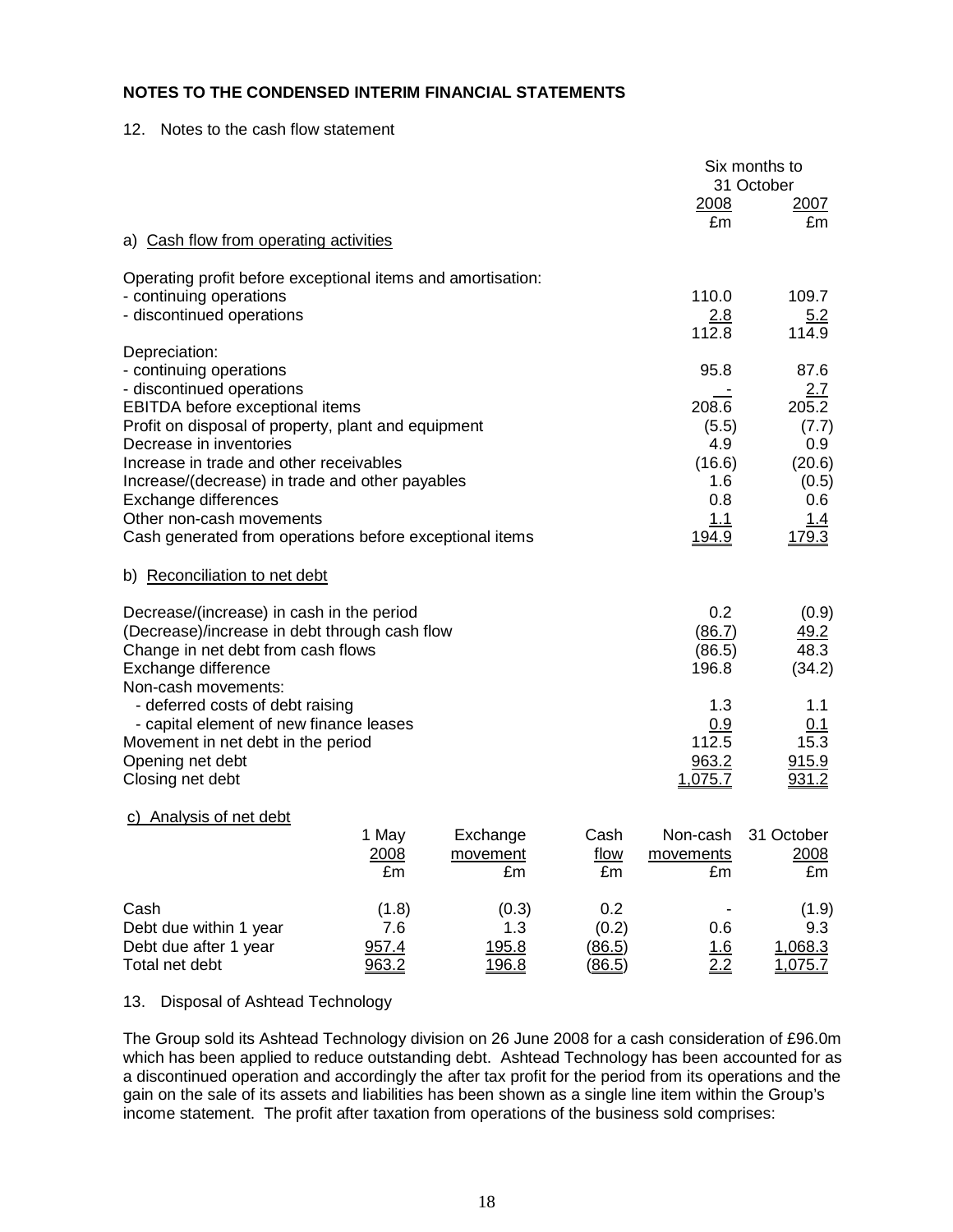**NOTES TO THE CONDENSED INTERIM FINANCIAL STATEMENTS**

12. Notes to the cash flow statement

|  | Six months to 31 October | |
|---|---|---|
|  | 2008 | 2007 |
|  | £m | £m |
| a) Cash flow from operating activities | | |
| Operating profit before exceptional items and amortisation: | | |
| - continuing operations | 110.0 | 109.7 |
| - discontinued operations | 2.8 | 5.2 |
|  | 112.8 | 114.9 |
| Depreciation: | | |
| - continuing operations | 95.8 | 87.6 |
| - discontinued operations | - | 2.7 |
| EBITDA before exceptional items | 208.6 | 205.2 |
| Profit on disposal of property, plant and equipment | (5.5) | (7.7) |
| Decrease in inventories | 4.9 | 0.9 |
| Increase in trade and other receivables | (16.6) | (20.6) |
| Increase/(decrease) in trade and other payables | 1.6 | (0.5) |
| Exchange differences | 0.8 | 0.6 |
| Other non-cash movements | 1.1 | 1.4 |
| Cash generated from operations before exceptional items | 194.9 | 179.3 |
| b) Reconciliation to net debt | | |
| Decrease/(increase) in cash in the period | 0.2 | (0.9) |
| (Decrease)/increase in debt through cash flow | (86.7) | 49.2 |
| Change in net debt from cash flows | (86.5) | 48.3 |
| Exchange difference | 196.8 | (34.2) |
| Non-cash movements: | | |
| - deferred costs of debt raising | 1.3 | 1.1 |
| - capital element of new finance leases | 0.9 | 0.1 |
| Movement in net debt in the period | 112.5 | 15.3 |
| Opening net debt | 963.2 | 915.9 |
| Closing net debt | 1,075.7 | 931.2 |

c) Analysis of net debt

|  | 1 May 2008 | Exchange movement | Cash flow | Non-cash movements | 31 October 2008 |
|---|---|---|---|---|---|
|  | £m | £m | £m | £m | £m |
| Cash | (1.8) | (0.3) | 0.2 | - | (1.9) |
| Debt due within 1 year | 7.6 | 1.3 | (0.2) | 0.6 | 9.3 |
| Debt due after 1 year | 957.4 | 195.8 | (86.5) | 1.6 | 1,068.3 |
| Total net debt | 963.2 | 196.8 | (86.5) | 2.2 | 1,075.7 |

13. Disposal of Ashtead Technology

The Group sold its Ashtead Technology division on 26 June 2008 for a cash consideration of £96.0m which has been applied to reduce outstanding debt. Ashtead Technology has been accounted for as a discontinued operation and accordingly the after tax profit for the period from its operations and the gain on the sale of its assets and liabilities has been shown as a single line item within the Group's income statement. The profit after taxation from operations of the business sold comprises: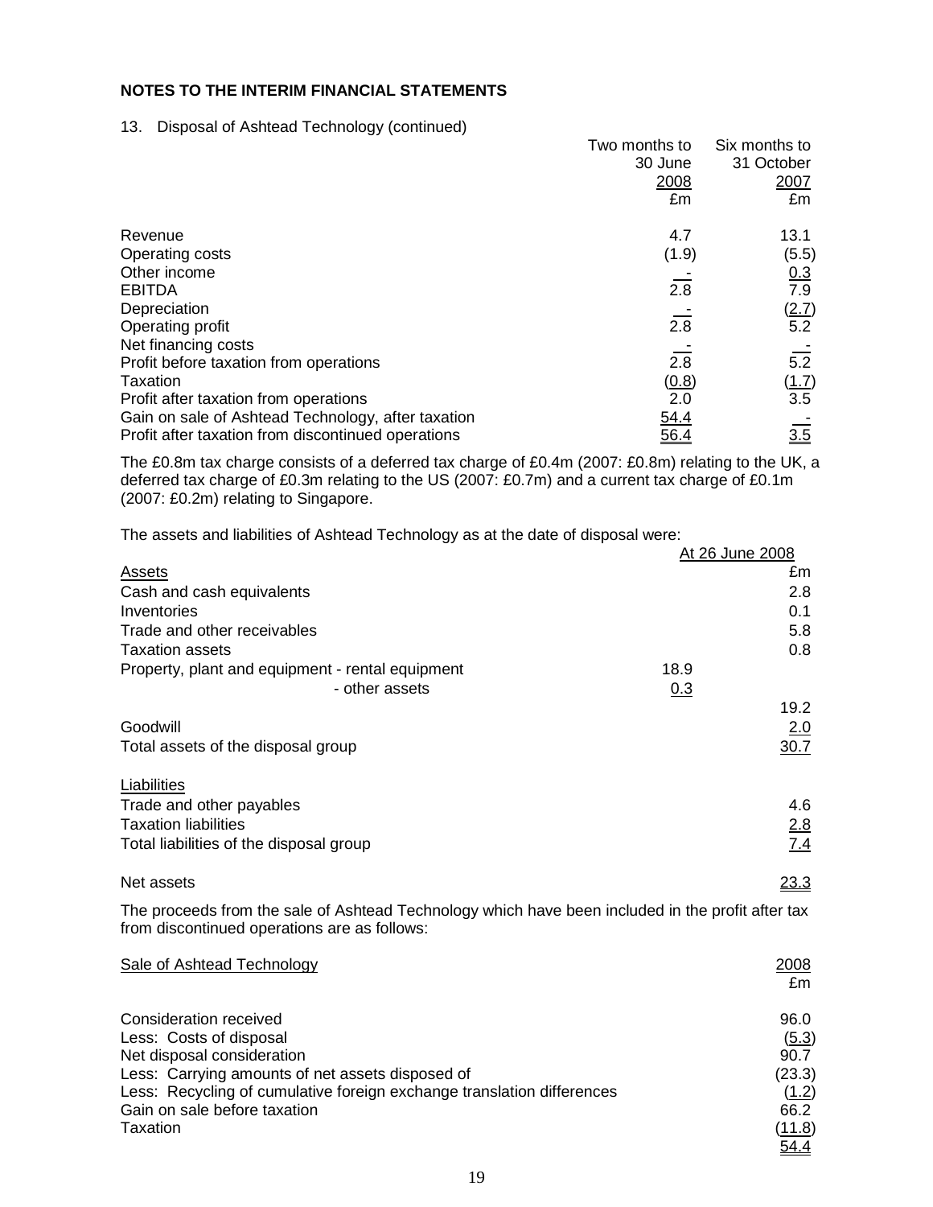**NOTES TO THE INTERIM FINANCIAL STATEMENTS**

13. Disposal of Ashtead Technology (continued)

| | Two months to 30 June 2008 £m | Six months to 31 October 2007 £m |
|---|---|---|
| Revenue | 4.7 | 13.1 |
| Operating costs | (1.9) | (5.5) |
| Other income | - | 0.3 |
| EBITDA | 2.8 | 7.9 |
| Depreciation | - | (2.7) |
| Operating profit | 2.8 | 5.2 |
| Net financing costs | - | - |
| Profit before taxation from operations | 2.8 | 5.2 |
| Taxation | (0.8) | (1.7) |
| Profit after taxation from operations | 2.0 | 3.5 |
| Gain on sale of Ashtead Technology, after taxation | 54.4 | - |
| Profit after taxation from discontinued operations | 56.4 | 3.5 |

The £0.8m tax charge consists of a deferred tax charge of £0.4m (2007: £0.8m) relating to the UK, a deferred tax charge of £0.3m relating to the US (2007: £0.7m) and a current tax charge of £0.1m (2007: £0.2m) relating to Singapore.

The assets and liabilities of Ashtead Technology as at the date of disposal were:

| | | At 26 June 2008 £m |
|---|---|---|
| Assets | | |
| Cash and cash equivalents | | 2.8 |
| Inventories | | 0.1 |
| Trade and other receivables | | 5.8 |
| Taxation assets | | 0.8 |
| Property, plant and equipment - rental equipment | 18.9 | |
| - other assets | 0.3 | |
| | | 19.2 |
| Goodwill | | 2.0 |
| Total assets of the disposal group | | 30.7 |
| Liabilities | | |
| Trade and other payables | | 4.6 |
| Taxation liabilities | | 2.8 |
| Total liabilities of the disposal group | | 7.4 |
| Net assets | | 23.3 |

The proceeds from the sale of Ashtead Technology which have been included in the profit after tax from discontinued operations are as follows:

| Sale of Ashtead Technology | 2008 £m |
|---|---|
| Consideration received | 96.0 |
| Less: Costs of disposal | (5.3) |
| Net disposal consideration | 90.7 |
| Less: Carrying amounts of net assets disposed of | (23.3) |
| Less: Recycling of cumulative foreign exchange translation differences | (1.2) |
| Gain on sale before taxation | 66.2 |
| Taxation | (11.8) |
| | 54.4 |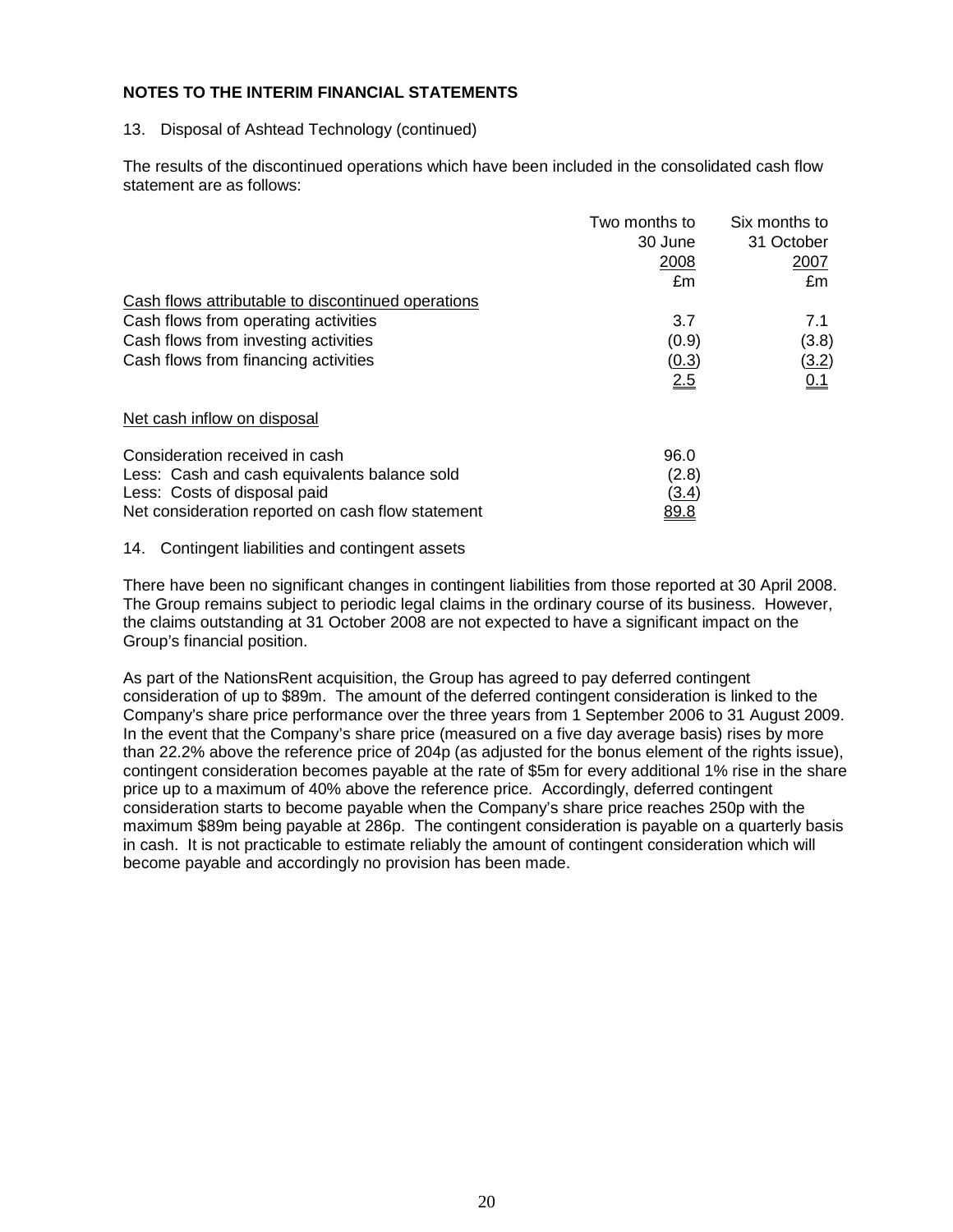## NOTES TO THE INTERIM FINANCIAL STATEMENTS

13. Disposal of Ashtead Technology (continued)

The results of the discontinued operations which have been included in the consolidated cash flow statement are as follows:

| | Two months to 30 June 2008 £m | Six months to 31 October 2007 £m |
|---|---|---|
| Cash flows attributable to discontinued operations | | |
| Cash flows from operating activities | 3.7 | 7.1 |
| Cash flows from investing activities | (0.9) | (3.8) |
| Cash flows from financing activities | (0.3) | (3.2) |
| | 2.5 | 0.1 |

Net cash inflow on disposal

| | £m |
|---|---|
| Consideration received in cash | 96.0 |
| Less: Cash and cash equivalents balance sold | (2.8) |
| Less: Costs of disposal paid | (3.4) |
| Net consideration reported on cash flow statement | 89.8 |

14. Contingent liabilities and contingent assets

There have been no significant changes in contingent liabilities from those reported at 30 April 2008. The Group remains subject to periodic legal claims in the ordinary course of its business. However, the claims outstanding at 31 October 2008 are not expected to have a significant impact on the Group's financial position.

As part of the NationsRent acquisition, the Group has agreed to pay deferred contingent consideration of up to $89m. The amount of the deferred contingent consideration is linked to the Company's share price performance over the three years from 1 September 2006 to 31 August 2009. In the event that the Company's share price (measured on a five day average basis) rises by more than 22.2% above the reference price of 204p (as adjusted for the bonus element of the rights issue), contingent consideration becomes payable at the rate of $5m for every additional 1% rise in the share price up to a maximum of 40% above the reference price. Accordingly, deferred contingent consideration starts to become payable when the Company's share price reaches 250p with the maximum $89m being payable at 286p. The contingent consideration is payable on a quarterly basis in cash. It is not practicable to estimate reliably the amount of contingent consideration which will become payable and accordingly no provision has been made.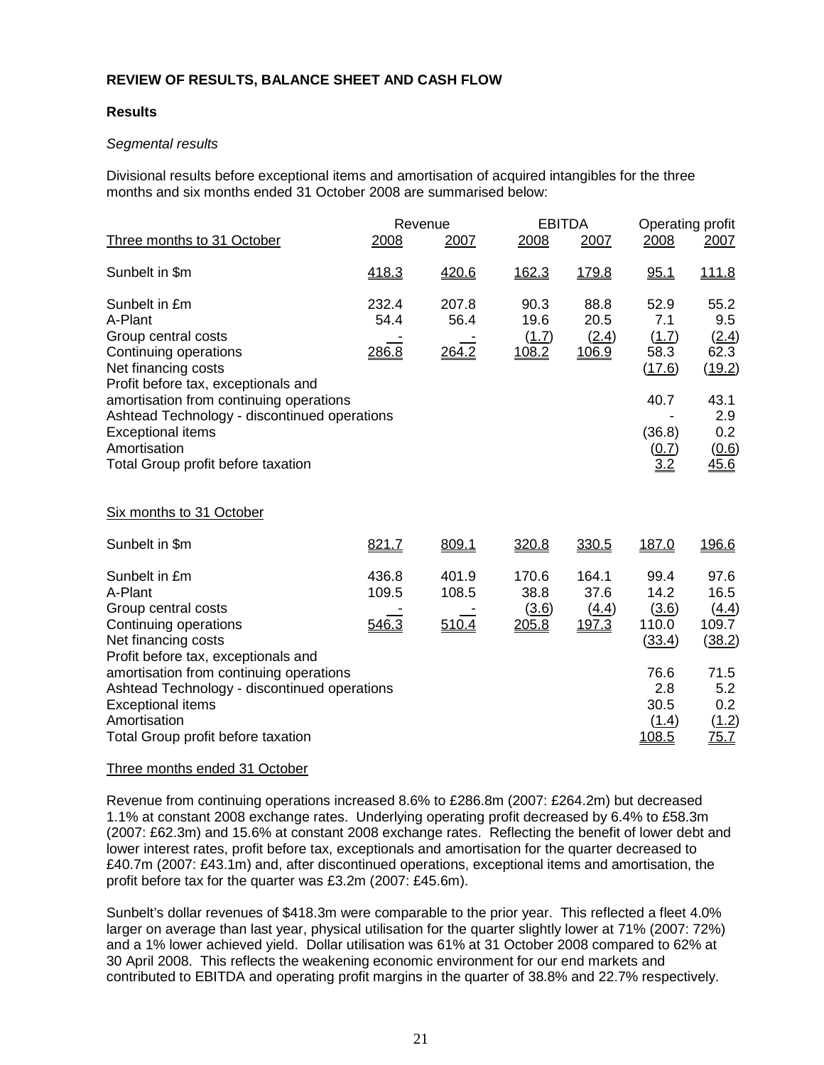**REVIEW OF RESULTS, BALANCE SHEET AND CASH FLOW**

**Results**

*Segmental results*

Divisional results before exceptional items and amortisation of acquired intangibles for the three months and six months ended 31 October 2008 are summarised below:

| | Revenue | | EBITDA | | Operating profit | |
|---|---|---|---|---|---|---|
| Three months to 31 October | 2008 | 2007 | 2008 | 2007 | 2008 | 2007 |
| Sunbelt in $m | 418.3 | 420.6 | 162.3 | 179.8 | 95.1 | 111.8 |
| Sunbelt in £m | 232.4 | 207.8 | 90.3 | 88.8 | 52.9 | 55.2 |
| A-Plant | 54.4 | 56.4 | 19.6 | 20.5 | 7.1 | 9.5 |
| Group central costs | - | - | (1.7) | (2.4) | (1.7) | (2.4) |
| Continuing operations | 286.8 | 264.2 | 108.2 | 106.9 | 58.3 | 62.3 |
| Net financing costs | | | | | (17.6) | (19.2) |
| Profit before tax, exceptionals and amortisation from continuing operations | | | | | 40.7 | 43.1 |
| Ashtead Technology - discontinued operations | | | | | - | 2.9 |
| Exceptional items | | | | | (36.8) | 0.2 |
| Amortisation | | | | | (0.7) | (0.6) |
| Total Group profit before taxation | | | | | 3.2 | 45.6 |
| | | | | | | |
| Six months to 31 October | | | | | | |
| Sunbelt in $m | 821.7 | 809.1 | 320.8 | 330.5 | 187.0 | 196.6 |
| Sunbelt in £m | 436.8 | 401.9 | 170.6 | 164.1 | 99.4 | 97.6 |
| A-Plant | 109.5 | 108.5 | 38.8 | 37.6 | 14.2 | 16.5 |
| Group central costs | - | - | (3.6) | (4.4) | (3.6) | (4.4) |
| Continuing operations | 546.3 | 510.4 | 205.8 | 197.3 | 110.0 | 109.7 |
| Net financing costs | | | | | (33.4) | (38.2) |
| Profit before tax, exceptionals and amortisation from continuing operations | | | | | 76.6 | 71.5 |
| Ashtead Technology - discontinued operations | | | | | 2.8 | 5.2 |
| Exceptional items | | | | | 30.5 | 0.2 |
| Amortisation | | | | | (1.4) | (1.2) |
| Total Group profit before taxation | | | | | 108.5 | 75.7 |

Three months ended 31 October

Revenue from continuing operations increased 8.6% to £286.8m (2007: £264.2m) but decreased 1.1% at constant 2008 exchange rates. Underlying operating profit decreased by 6.4% to £58.3m (2007: £62.3m) and 15.6% at constant 2008 exchange rates. Reflecting the benefit of lower debt and lower interest rates, profit before tax, exceptionals and amortisation for the quarter decreased to £40.7m (2007: £43.1m) and, after discontinued operations, exceptional items and amortisation, the profit before tax for the quarter was £3.2m (2007: £45.6m).

Sunbelt's dollar revenues of $418.3m were comparable to the prior year. This reflected a fleet 4.0% larger on average than last year, physical utilisation for the quarter slightly lower at 71% (2007: 72%) and a 1% lower achieved yield. Dollar utilisation was 61% at 31 October 2008 compared to 62% at 30 April 2008. This reflects the weakening economic environment for our end markets and contributed to EBITDA and operating profit margins in the quarter of 38.8% and 22.7% respectively.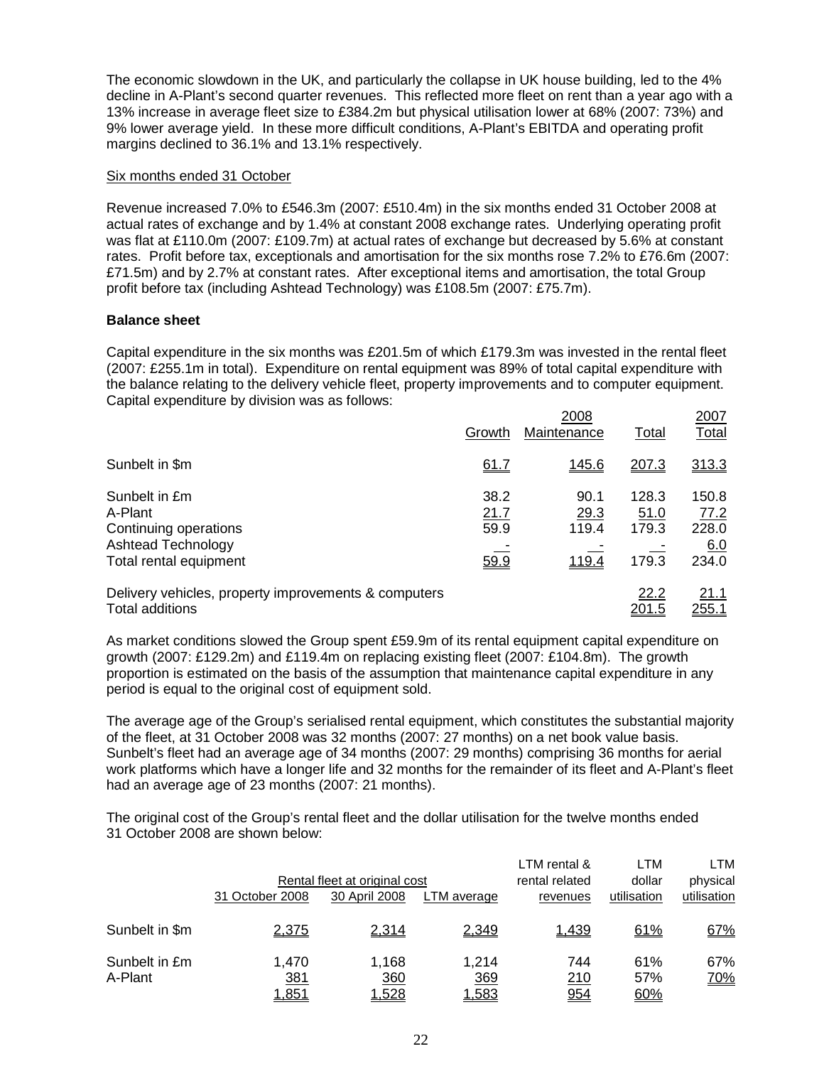The economic slowdown in the UK, and particularly the collapse in UK house building, led to the 4% decline in A-Plant's second quarter revenues. This reflected more fleet on rent than a year ago with a 13% increase in average fleet size to £384.2m but physical utilisation lower at 68% (2007: 73%) and 9% lower average yield. In these more difficult conditions, A-Plant's EBITDA and operating profit margins declined to 36.1% and 13.1% respectively.

Six months ended 31 October

Revenue increased 7.0% to £546.3m (2007: £510.4m) in the six months ended 31 October 2008 at actual rates of exchange and by 1.4% at constant 2008 exchange rates. Underlying operating profit was flat at £110.0m (2007: £109.7m) at actual rates of exchange but decreased by 5.6% at constant rates. Profit before tax, exceptionals and amortisation for the six months rose 7.2% to £76.6m (2007: £71.5m) and by 2.7% at constant rates. After exceptional items and amortisation, the total Group profit before tax (including Ashtead Technology) was £108.5m (2007: £75.7m).

**Balance sheet**

Capital expenditure in the six months was £201.5m of which £179.3m was invested in the rental fleet (2007: £255.1m in total). Expenditure on rental equipment was 89% of total capital expenditure with the balance relating to the delivery vehicle fleet, property improvements and to computer equipment. Capital expenditure by division was as follows:

| | 2008 | | | 2007 |
|---|---|---|---|---|
| | Growth | Maintenance | Total | Total |
| Sunbelt in $m | 61.7 | 145.6 | 207.3 | 313.3 |
| Sunbelt in £m | 38.2 | 90.1 | 128.3 | 150.8 |
| A-Plant | 21.7 | 29.3 | 51.0 | 77.2 |
| Continuing operations | 59.9 | 119.4 | 179.3 | 228.0 |
| Ashtead Technology | - | - | - | 6.0 |
| Total rental equipment | 59.9 | 119.4 | 179.3 | 234.0 |
| Delivery vehicles, property improvements & computers | | | 22.2 | 21.1 |
| Total additions | | | 201.5 | 255.1 |

As market conditions slowed the Group spent £59.9m of its rental equipment capital expenditure on growth (2007: £129.2m) and £119.4m on replacing existing fleet (2007: £104.8m). The growth proportion is estimated on the basis of the assumption that maintenance capital expenditure in any period is equal to the original cost of equipment sold.

The average age of the Group's serialised rental equipment, which constitutes the substantial majority of the fleet, at 31 October 2008 was 32 months (2007: 27 months) on a net book value basis. Sunbelt's fleet had an average age of 34 months (2007: 29 months) comprising 36 months for aerial work platforms which have a longer life and 32 months for the remainder of its fleet and A-Plant's fleet had an average age of 23 months (2007: 21 months).

The original cost of the Group's rental fleet and the dollar utilisation for the twelve months ended 31 October 2008 are shown below:

| | Rental fleet at original cost | | | LTM rental & rental related revenues | LTM dollar utilisation | LTM physical utilisation |
|---|---|---|---|---|---|---|
| | 31 October 2008 | 30 April 2008 | LTM average | | | |
| Sunbelt in $m | 2,375 | 2,314 | 2,349 | 1,439 | 61% | 67% |
| Sunbelt in £m | 1,470 | 1,168 | 1,214 | 744 | 61% | 67% |
| A-Plant | 381 | 360 | 369 | 210 | 57% | 70% |
| | 1,851 | 1,528 | 1,583 | 954 | 60% | |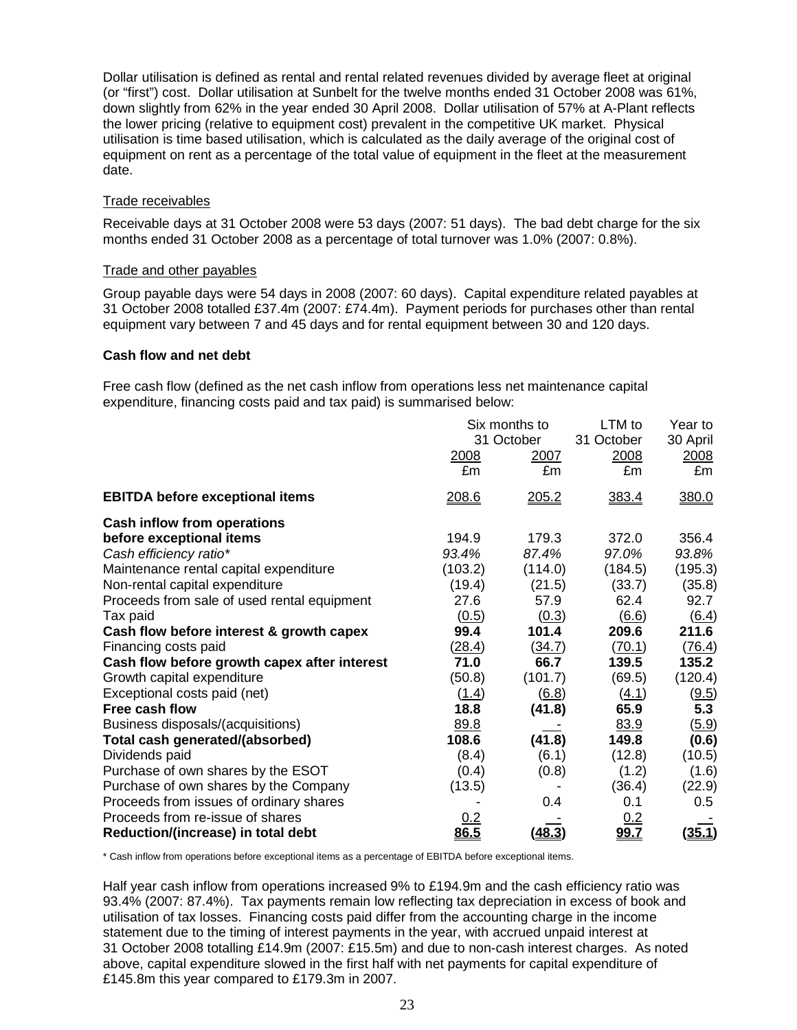Dollar utilisation is defined as rental and rental related revenues divided by average fleet at original (or "first") cost. Dollar utilisation at Sunbelt for the twelve months ended 31 October 2008 was 61%, down slightly from 62% in the year ended 30 April 2008. Dollar utilisation of 57% at A-Plant reflects the lower pricing (relative to equipment cost) prevalent in the competitive UK market. Physical utilisation is time based utilisation, which is calculated as the daily average of the original cost of equipment on rent as a percentage of the total value of equipment in the fleet at the measurement date.

Trade receivables

Receivable days at 31 October 2008 were 53 days (2007: 51 days). The bad debt charge for the six months ended 31 October 2008 as a percentage of total turnover was 1.0% (2007: 0.8%).

Trade and other payables

Group payable days were 54 days in 2008 (2007: 60 days). Capital expenditure related payables at 31 October 2008 totalled £37.4m (2007: £74.4m). Payment periods for purchases other than rental equipment vary between 7 and 45 days and for rental equipment between 30 and 120 days.

**Cash flow and net debt**

Free cash flow (defined as the net cash inflow from operations less net maintenance capital expenditure, financing costs paid and tax paid) is summarised below:

| | Six months to 31 October | | LTM to 31 October | Year to 30 April |
|---|---|---|---|---|
| | 2008 | 2007 | 2008 | 2008 |
| | £m | £m | £m | £m |
| **EBITDA before exceptional items** | 208.6 | 205.2 | 383.4 | 380.0 |
| **Cash inflow from operations before exceptional items** | 194.9 | 179.3 | 372.0 | 356.4 |
| *Cash efficiency ratio** | *93.4%* | *87.4%* | *97.0%* | *93.8%* |
| Maintenance rental capital expenditure | (103.2) | (114.0) | (184.5) | (195.3) |
| Non-rental capital expenditure | (19.4) | (21.5) | (33.7) | (35.8) |
| Proceeds from sale of used rental equipment | 27.6 | 57.9 | 62.4 | 92.7 |
| Tax paid | (0.5) | (0.3) | (6.6) | (6.4) |
| **Cash flow before interest & growth capex** | **99.4** | **101.4** | **209.6** | **211.6** |
| Financing costs paid | (28.4) | (34.7) | (70.1) | (76.4) |
| **Cash flow before growth capex after interest** | **71.0** | **66.7** | **139.5** | **135.2** |
| Growth capital expenditure | (50.8) | (101.7) | (69.5) | (120.4) |
| Exceptional costs paid (net) | (1.4) | (6.8) | (4.1) | (9.5) |
| **Free cash flow** | **18.8** | **(41.8)** | **65.9** | **5.3** |
| Business disposals/(acquisitions) | 89.8 | - | 83.9 | (5.9) |
| **Total cash generated/(absorbed)** | **108.6** | **(41.8)** | **149.8** | **(0.6)** |
| Dividends paid | (8.4) | (6.1) | (12.8) | (10.5) |
| Purchase of own shares by the ESOT | (0.4) | (0.8) | (1.2) | (1.6) |
| Purchase of own shares by the Company | (13.5) | - | (36.4) | (22.9) |
| Proceeds from issues of ordinary shares | - | 0.4 | 0.1 | 0.5 |
| Proceeds from re-issue of shares | 0.2 | - | 0.2 | - |
| **Reduction/(increase) in total debt** | **86.5** | **(48.3)** | **99.7** | **(35.1)** |

\* Cash inflow from operations before exceptional items as a percentage of EBITDA before exceptional items.

Half year cash inflow from operations increased 9% to £194.9m and the cash efficiency ratio was 93.4% (2007: 87.4%). Tax payments remain low reflecting tax depreciation in excess of book and utilisation of tax losses. Financing costs paid differ from the accounting charge in the income statement due to the timing of interest payments in the year, with accrued unpaid interest at 31 October 2008 totalling £14.9m (2007: £15.5m) and due to non-cash interest charges. As noted above, capital expenditure slowed in the first half with net payments for capital expenditure of £145.8m this year compared to £179.3m in 2007.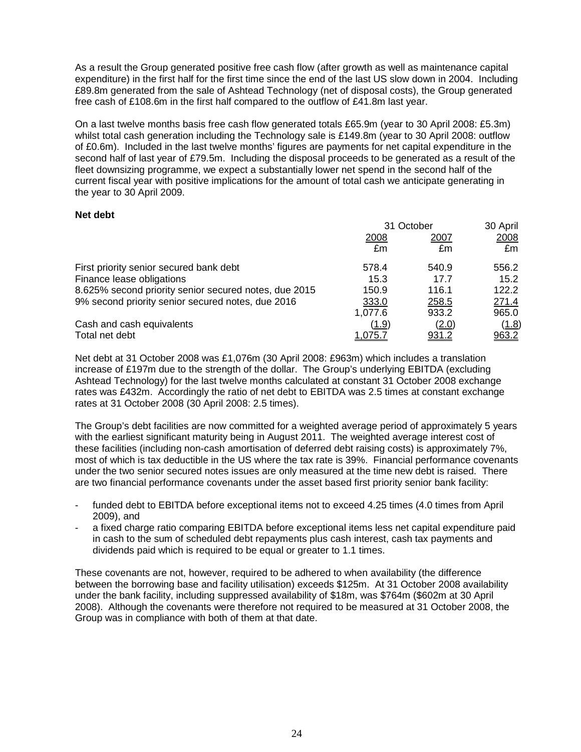As a result the Group generated positive free cash flow (after growth as well as maintenance capital expenditure) in the first half for the first time since the end of the last US slow down in 2004. Including £89.8m generated from the sale of Ashtead Technology (net of disposal costs), the Group generated free cash of £108.6m in the first half compared to the outflow of £41.8m last year.

On a last twelve months basis free cash flow generated totals £65.9m (year to 30 April 2008: £5.3m) whilst total cash generation including the Technology sale is £149.8m (year to 30 April 2008: outflow of £0.6m). Included in the last twelve months' figures are payments for net capital expenditure in the second half of last year of £79.5m. Including the disposal proceeds to be generated as a result of the fleet downsizing programme, we expect a substantially lower net spend in the second half of the current fiscal year with positive implications for the amount of total cash we anticipate generating in the year to 30 April 2009.

**Net debt**

| | 31 October | | 30 April |
|---|---|---|---|
| | 2008 | 2007 | 2008 |
| | £m | £m | £m |
| First priority senior secured bank debt | 578.4 | 540.9 | 556.2 |
| Finance lease obligations | 15.3 | 17.7 | 15.2 |
| 8.625% second priority senior secured notes, due 2015 | 150.9 | 116.1 | 122.2 |
| 9% second priority senior secured notes, due 2016 | 333.0 | 258.5 | 271.4 |
| | 1,077.6 | 933.2 | 965.0 |
| Cash and cash equivalents | (1.9) | (2.0) | (1.8) |
| Total net debt | 1,075.7 | 931.2 | 963.2 |

Net debt at 31 October 2008 was £1,076m (30 April 2008: £963m) which includes a translation increase of £197m due to the strength of the dollar. The Group's underlying EBITDA (excluding Ashtead Technology) for the last twelve months calculated at constant 31 October 2008 exchange rates was £432m. Accordingly the ratio of net debt to EBITDA was 2.5 times at constant exchange rates at 31 October 2008 (30 April 2008: 2.5 times).

The Group's debt facilities are now committed for a weighted average period of approximately 5 years with the earliest significant maturity being in August 2011. The weighted average interest cost of these facilities (including non-cash amortisation of deferred debt raising costs) is approximately 7%, most of which is tax deductible in the US where the tax rate is 39%. Financial performance covenants under the two senior secured notes issues are only measured at the time new debt is raised. There are two financial performance covenants under the asset based first priority senior bank facility:

- funded debt to EBITDA before exceptional items not to exceed 4.25 times (4.0 times from April 2009), and
- a fixed charge ratio comparing EBITDA before exceptional items less net capital expenditure paid in cash to the sum of scheduled debt repayments plus cash interest, cash tax payments and dividends paid which is required to be equal or greater to 1.1 times.

These covenants are not, however, required to be adhered to when availability (the difference between the borrowing base and facility utilisation) exceeds $125m. At 31 October 2008 availability under the bank facility, including suppressed availability of $18m, was $764m ($602m at 30 April 2008). Although the covenants were therefore not required to be measured at 31 October 2008, the Group was in compliance with both of them at that date.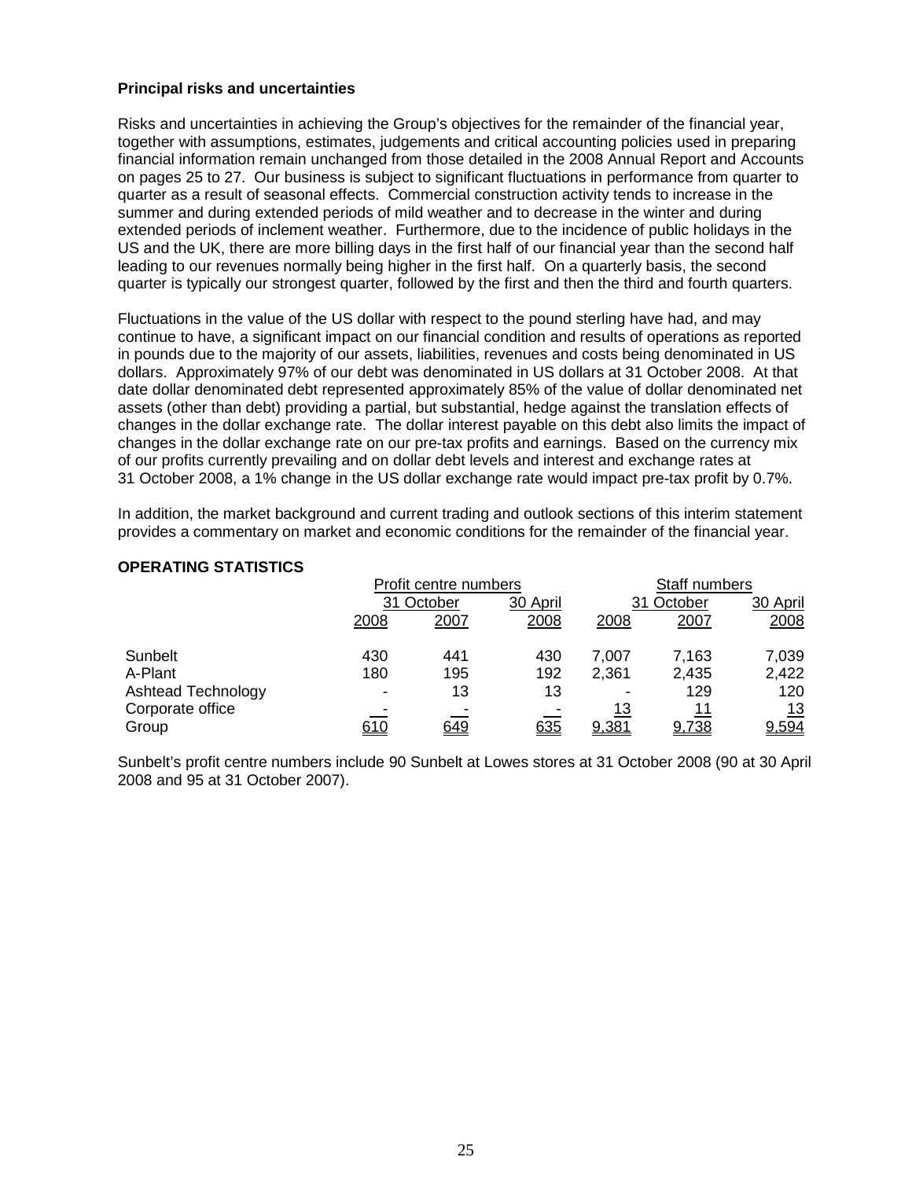**Principal risks and uncertainties**

Risks and uncertainties in achieving the Group's objectives for the remainder of the financial year, together with assumptions, estimates, judgements and critical accounting policies used in preparing financial information remain unchanged from those detailed in the 2008 Annual Report and Accounts on pages 25 to 27. Our business is subject to significant fluctuations in performance from quarter to quarter as a result of seasonal effects. Commercial construction activity tends to increase in the summer and during extended periods of mild weather and to decrease in the winter and during extended periods of inclement weather. Furthermore, due to the incidence of public holidays in the US and the UK, there are more billing days in the first half of our financial year than the second half leading to our revenues normally being higher in the first half. On a quarterly basis, the second quarter is typically our strongest quarter, followed by the first and then the third and fourth quarters.

Fluctuations in the value of the US dollar with respect to the pound sterling have had, and may continue to have, a significant impact on our financial condition and results of operations as reported in pounds due to the majority of our assets, liabilities, revenues and costs being denominated in US dollars. Approximately 97% of our debt was denominated in US dollars at 31 October 2008. At that date dollar denominated debt represented approximately 85% of the value of dollar denominated net assets (other than debt) providing a partial, but substantial, hedge against the translation effects of changes in the dollar exchange rate. The dollar interest payable on this debt also limits the impact of changes in the dollar exchange rate on our pre-tax profits and earnings. Based on the currency mix of our profits currently prevailing and on dollar debt levels and interest and exchange rates at 31 October 2008, a 1% change in the US dollar exchange rate would impact pre-tax profit by 0.7%.

In addition, the market background and current trading and outlook sections of this interim statement provides a commentary on market and economic conditions for the remainder of the financial year.

**OPERATING STATISTICS**

| | Profit centre numbers | | | Staff numbers | | |
|---|---|---|---|---|---|---|
| | 31 October | | 30 April | 31 October | | 30 April |
| | 2008 | 2007 | 2008 | 2008 | 2007 | 2008 |
| Sunbelt | 430 | 441 | 430 | 7,007 | 7,163 | 7,039 |
| A-Plant | 180 | 195 | 192 | 2,361 | 2,435 | 2,422 |
| Ashtead Technology | - | 13 | 13 | - | 129 | 120 |
| Corporate office | - | - | - | 13 | 11 | 13 |
| Group | 610 | 649 | 635 | 9,381 | 9,738 | 9,594 |

Sunbelt's profit centre numbers include 90 Sunbelt at Lowes stores at 31 October 2008 (90 at 30 April 2008 and 95 at 31 October 2007).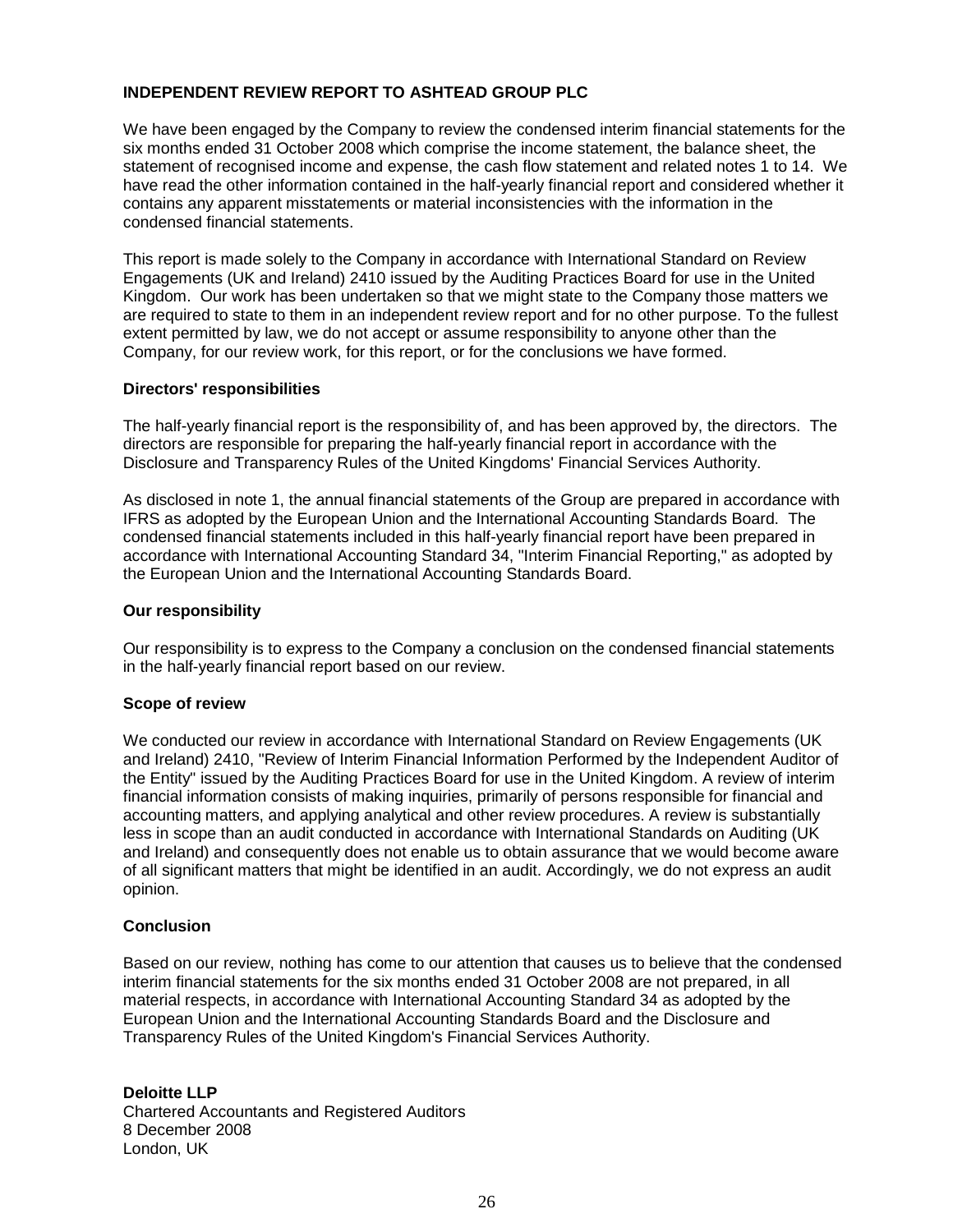**INDEPENDENT REVIEW REPORT TO ASHTEAD GROUP PLC**

We have been engaged by the Company to review the condensed interim financial statements for the six months ended 31 October 2008 which comprise the income statement, the balance sheet, the statement of recognised income and expense, the cash flow statement and related notes 1 to 14. We have read the other information contained in the half-yearly financial report and considered whether it contains any apparent misstatements or material inconsistencies with the information in the condensed financial statements.

This report is made solely to the Company in accordance with International Standard on Review Engagements (UK and Ireland) 2410 issued by the Auditing Practices Board for use in the United Kingdom. Our work has been undertaken so that we might state to the Company those matters we are required to state to them in an independent review report and for no other purpose. To the fullest extent permitted by law, we do not accept or assume responsibility to anyone other than the Company, for our review work, for this report, or for the conclusions we have formed.

**Directors' responsibilities**

The half-yearly financial report is the responsibility of, and has been approved by, the directors. The directors are responsible for preparing the half-yearly financial report in accordance with the Disclosure and Transparency Rules of the United Kingdoms' Financial Services Authority.

As disclosed in note 1, the annual financial statements of the Group are prepared in accordance with IFRS as adopted by the European Union and the International Accounting Standards Board. The condensed financial statements included in this half-yearly financial report have been prepared in accordance with International Accounting Standard 34, "Interim Financial Reporting," as adopted by the European Union and the International Accounting Standards Board.

**Our responsibility**

Our responsibility is to express to the Company a conclusion on the condensed financial statements in the half-yearly financial report based on our review.

**Scope of review**

We conducted our review in accordance with International Standard on Review Engagements (UK and Ireland) 2410, "Review of Interim Financial Information Performed by the Independent Auditor of the Entity" issued by the Auditing Practices Board for use in the United Kingdom. A review of interim financial information consists of making inquiries, primarily of persons responsible for financial and accounting matters, and applying analytical and other review procedures. A review is substantially less in scope than an audit conducted in accordance with International Standards on Auditing (UK and Ireland) and consequently does not enable us to obtain assurance that we would become aware of all significant matters that might be identified in an audit. Accordingly, we do not express an audit opinion.

**Conclusion**

Based on our review, nothing has come to our attention that causes us to believe that the condensed interim financial statements for the six months ended 31 October 2008 are not prepared, in all material respects, in accordance with International Accounting Standard 34 as adopted by the European Union and the International Accounting Standards Board and the Disclosure and Transparency Rules of the United Kingdom's Financial Services Authority.

**Deloitte LLP**
Chartered Accountants and Registered Auditors
8 December 2008
London, UK